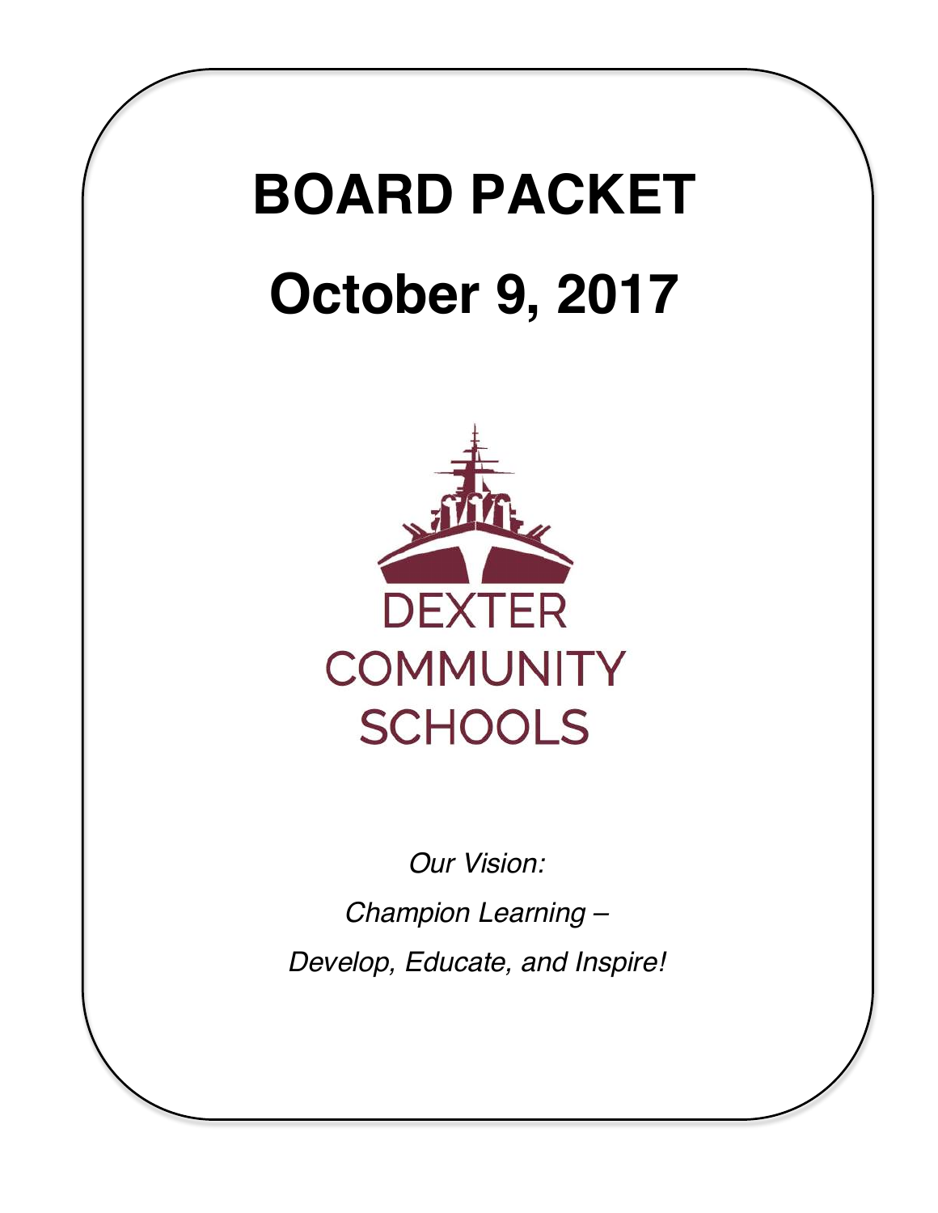# BOARD PACKET

# October 9, 2017

DEXTER
COMMUNITY
SCHOOLS

*Our Vision:*

*Champion Learning –*

*Develop, Educate, and Inspire!*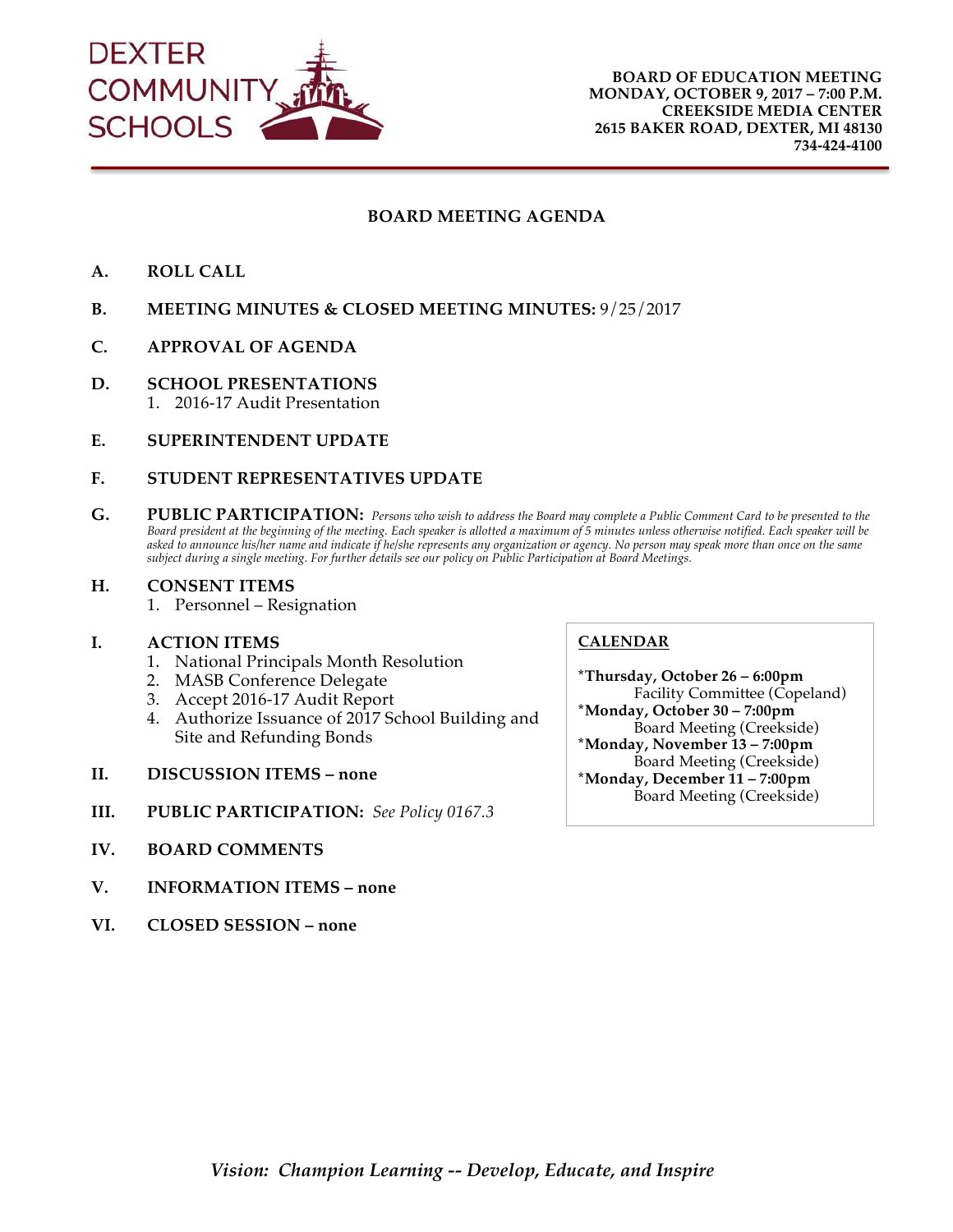DEXTER COMMUNITY SCHOOLS

**BOARD OF EDUCATION MEETING**
**MONDAY, OCTOBER 9, 2017 – 7:00 P.M.**
**CREEKSIDE MEDIA CENTER**
**2615 BAKER ROAD, DEXTER, MI 48130**
**734-424-4100**

## BOARD MEETING AGENDA

**A. ROLL CALL**

**B. MEETING MINUTES & CLOSED MEETING MINUTES:** 9/25/2017

**C. APPROVAL OF AGENDA**

**D. SCHOOL PRESENTATIONS**
1. 2016-17 Audit Presentation

**E. SUPERINTENDENT UPDATE**

**F. STUDENT REPRESENTATIVES UPDATE**

**G. PUBLIC PARTICIPATION:** *Persons who wish to address the Board may complete a Public Comment Card to be presented to the Board president at the beginning of the meeting. Each speaker is allotted a maximum of 5 minutes unless otherwise notified. Each speaker will be asked to announce his/her name and indicate if he/she represents any organization or agency. No person may speak more than once on the same subject during a single meeting. For further details see our policy on Public Participation at Board Meetings.*

**H. CONSENT ITEMS**
1. Personnel – Resignation

**I. ACTION ITEMS**
1. National Principals Month Resolution
2. MASB Conference Delegate
3. Accept 2016-17 Audit Report
4. Authorize Issuance of 2017 School Building and Site and Refunding Bonds

**II. DISCUSSION ITEMS – none**

**III. PUBLIC PARTICIPATION:** *See Policy 0167.3*

**IV. BOARD COMMENTS**

**V. INFORMATION ITEMS – none**

**VI. CLOSED SESSION – none**

**CALENDAR**

***Thursday, October 26 – 6:00pm**
Facility Committee (Copeland)
***Monday, October 30 – 7:00pm**
Board Meeting (Creekside)
***Monday, November 13 – 7:00pm**
Board Meeting (Creekside)
***Monday, December 11 – 7:00pm**
Board Meeting (Creekside)

*Vision: Champion Learning -- Develop, Educate, and Inspire*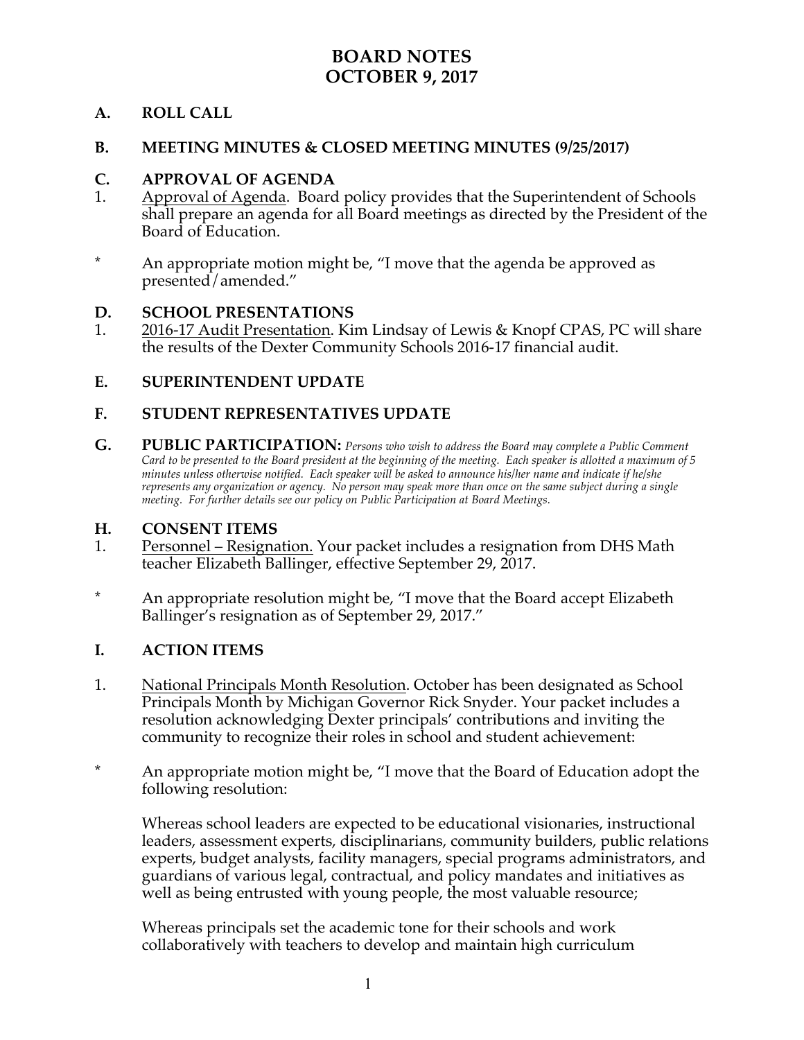# BOARD NOTES
# OCTOBER 9, 2017

## A. ROLL CALL

## B. MEETING MINUTES & CLOSED MEETING MINUTES (9/25/2017)

## C. APPROVAL OF AGENDA

1. Approval of Agenda. Board policy provides that the Superintendent of Schools shall prepare an agenda for all Board meetings as directed by the President of the Board of Education.

\* An appropriate motion might be, "I move that the agenda be approved as presented/amended."

## D. SCHOOL PRESENTATIONS

1. 2016-17 Audit Presentation. Kim Lindsay of Lewis & Knopf CPAS, PC will share the results of the Dexter Community Schools 2016-17 financial audit.

## E. SUPERINTENDENT UPDATE

## F. STUDENT REPRESENTATIVES UPDATE

## G. PUBLIC PARTICIPATION: *Persons who wish to address the Board may complete a Public Comment Card to be presented to the Board president at the beginning of the meeting. Each speaker is allotted a maximum of 5 minutes unless otherwise notified. Each speaker will be asked to announce his/her name and indicate if he/she represents any organization or agency. No person may speak more than once on the same subject during a single meeting. For further details see our policy on Public Participation at Board Meetings.*

## H. CONSENT ITEMS

1. Personnel – Resignation. Your packet includes a resignation from DHS Math teacher Elizabeth Ballinger, effective September 29, 2017.

\* An appropriate resolution might be, "I move that the Board accept Elizabeth Ballinger's resignation as of September 29, 2017."

## I. ACTION ITEMS

1. National Principals Month Resolution. October has been designated as School Principals Month by Michigan Governor Rick Snyder. Your packet includes a resolution acknowledging Dexter principals' contributions and inviting the community to recognize their roles in school and student achievement:

\* An appropriate motion might be, "I move that the Board of Education adopt the following resolution:

Whereas school leaders are expected to be educational visionaries, instructional leaders, assessment experts, disciplinarians, community builders, public relations experts, budget analysts, facility managers, special programs administrators, and guardians of various legal, contractual, and policy mandates and initiatives as well as being entrusted with young people, the most valuable resource;

Whereas principals set the academic tone for their schools and work collaboratively with teachers to develop and maintain high curriculum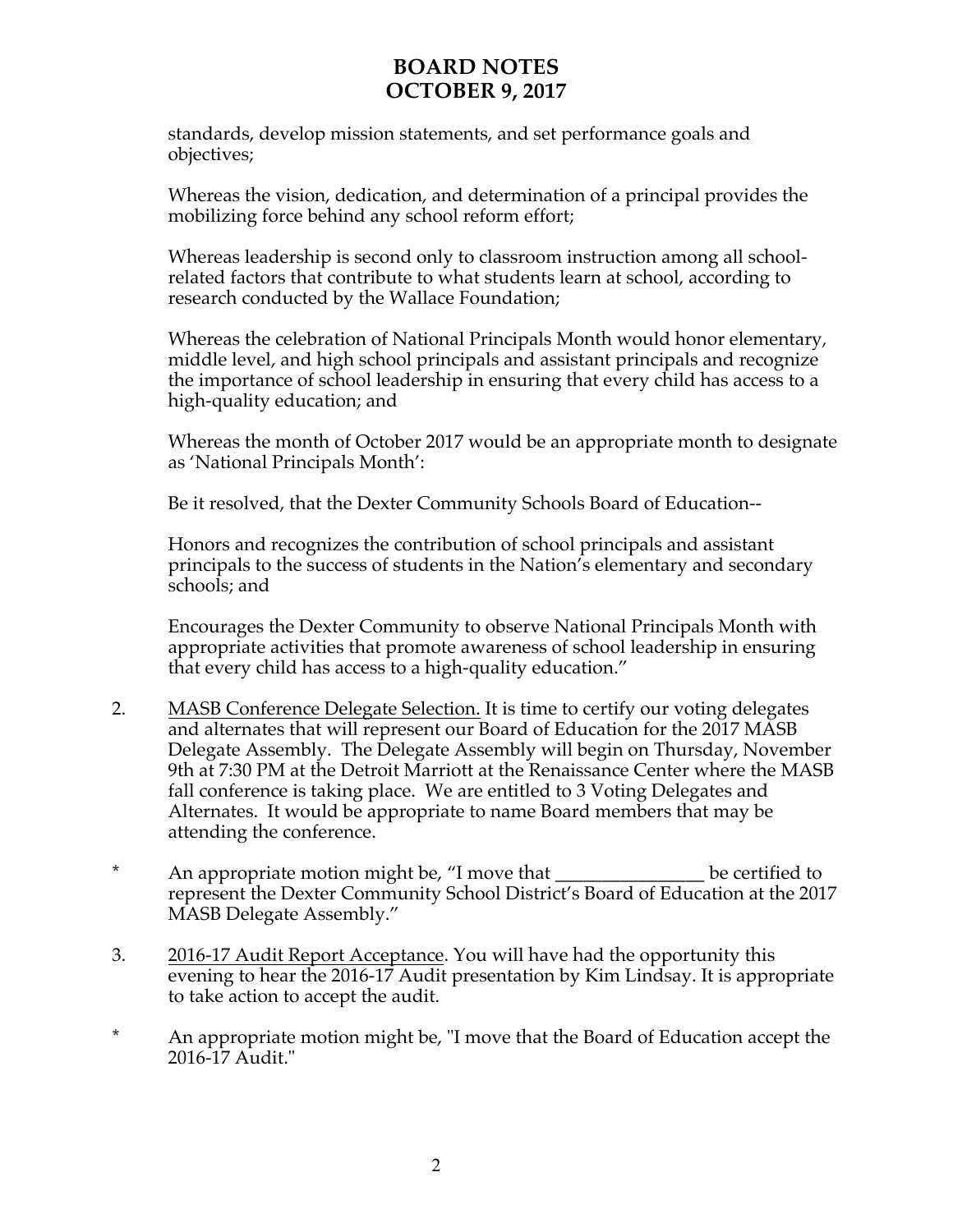standards, develop mission statements, and set performance goals and objectives;

Whereas the vision, dedication, and determination of a principal provides the mobilizing force behind any school reform effort;

Whereas leadership is second only to classroom instruction among all school-related factors that contribute to what students learn at school, according to research conducted by the Wallace Foundation;

Whereas the celebration of National Principals Month would honor elementary, middle level, and high school principals and assistant principals and recognize the importance of school leadership in ensuring that every child has access to a high-quality education; and

Whereas the month of October 2017 would be an appropriate month to designate as 'National Principals Month':

Be it resolved, that the Dexter Community Schools Board of Education--

Honors and recognizes the contribution of school principals and assistant principals to the success of students in the Nation's elementary and secondary schools; and

Encourages the Dexter Community to observe National Principals Month with appropriate activities that promote awareness of school leadership in ensuring that every child has access to a high-quality education."

2. <u>MASB Conference Delegate Selection.</u> It is time to certify our voting delegates and alternates that will represent our Board of Education for the 2017 MASB Delegate Assembly. The Delegate Assembly will begin on Thursday, November 9th at 7:30 PM at the Detroit Marriott at the Renaissance Center where the MASB fall conference is taking place. We are entitled to 3 Voting Delegates and Alternates. It would be appropriate to name Board members that may be attending the conference.

\* An appropriate motion might be, "I move that ________________ be certified to represent the Dexter Community School District's Board of Education at the 2017 MASB Delegate Assembly."

3. <u>2016-17 Audit Report Acceptance</u>. You will have had the opportunity this evening to hear the 2016-17 Audit presentation by Kim Lindsay. It is appropriate to take action to accept the audit.

\* An appropriate motion might be, "I move that the Board of Education accept the 2016-17 Audit."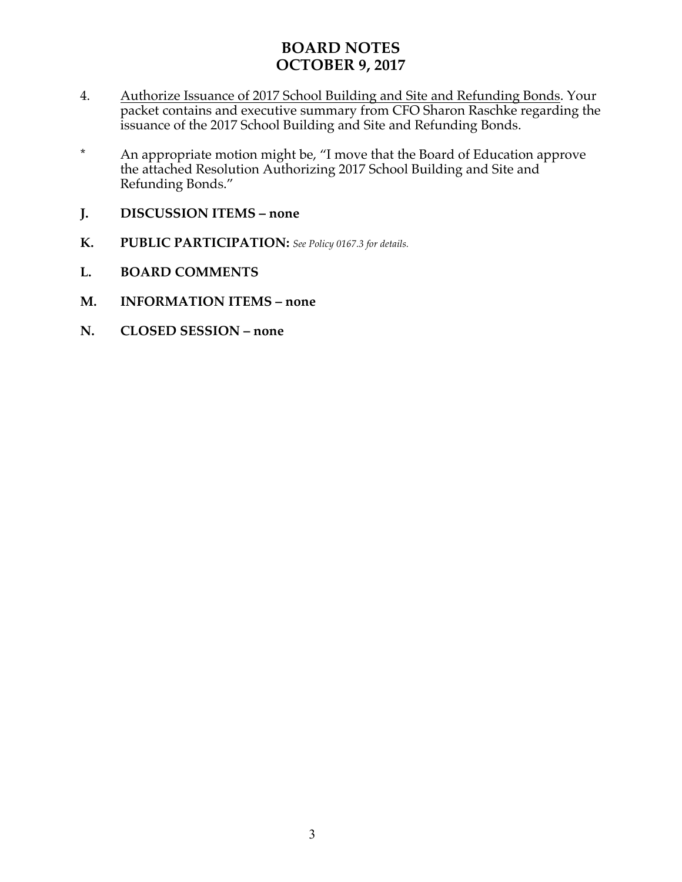# BOARD NOTES
# OCTOBER 9, 2017

4. Authorize Issuance of 2017 School Building and Site and Refunding Bonds. Your packet contains and executive summary from CFO Sharon Raschke regarding the issuance of the 2017 School Building and Site and Refunding Bonds.

* An appropriate motion might be, "I move that the Board of Education approve the attached Resolution Authorizing 2017 School Building and Site and Refunding Bonds."

**J. DISCUSSION ITEMS – none**

**K. PUBLIC PARTICIPATION:** *See Policy 0167.3 for details.*

**L. BOARD COMMENTS**

**M. INFORMATION ITEMS – none**

**N. CLOSED SESSION – none**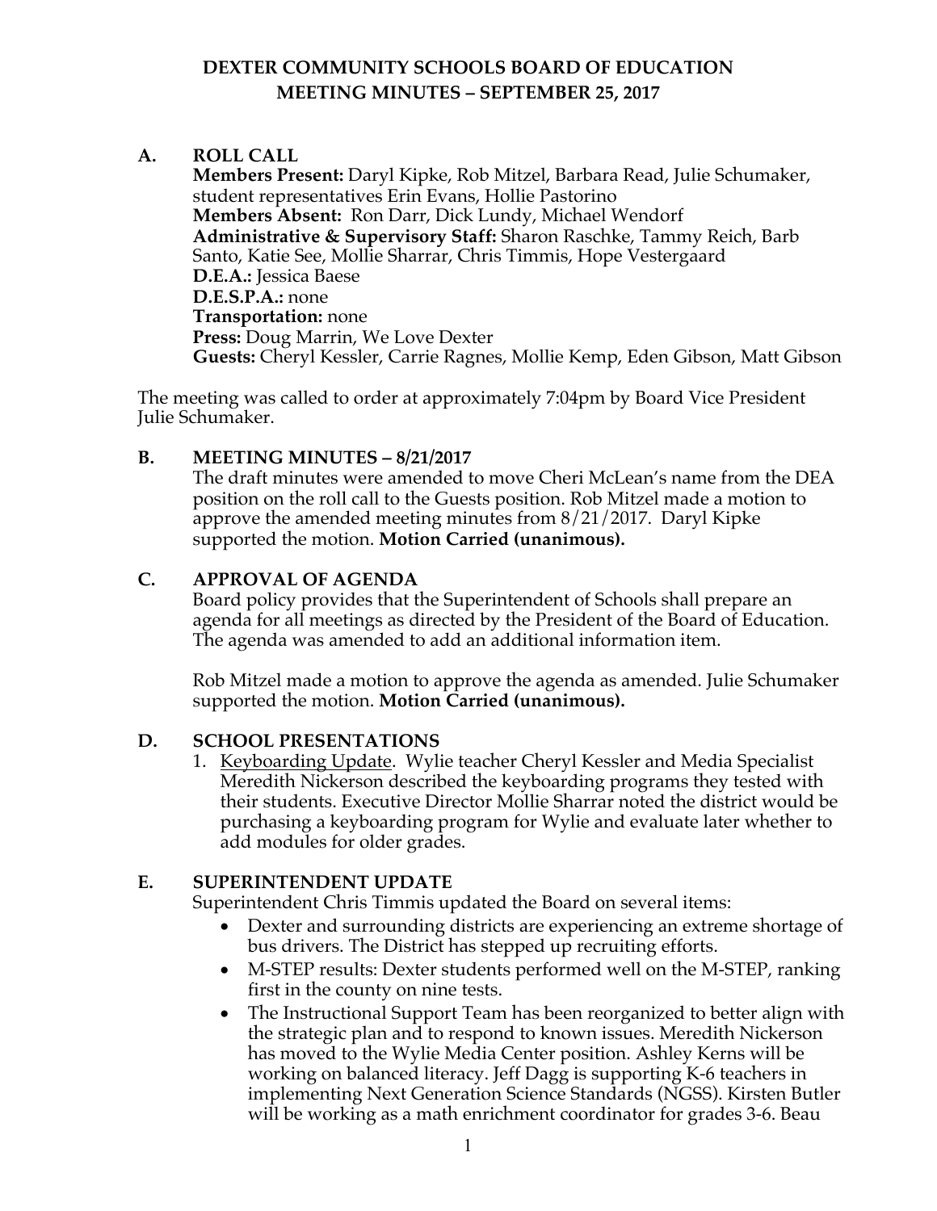# DEXTER COMMUNITY SCHOOLS BOARD OF EDUCATION
## MEETING MINUTES – SEPTEMBER 25, 2017

### A. ROLL CALL

**Members Present:** Daryl Kipke, Rob Mitzel, Barbara Read, Julie Schumaker, student representatives Erin Evans, Hollie Pastorino
**Members Absent:** Ron Darr, Dick Lundy, Michael Wendorf
**Administrative & Supervisory Staff:** Sharon Raschke, Tammy Reich, Barb Santo, Katie See, Mollie Sharrar, Chris Timmis, Hope Vestergaard
**D.E.A.:** Jessica Baese
**D.E.S.P.A.:** none
**Transportation:** none
**Press:** Doug Marrin, We Love Dexter
**Guests:** Cheryl Kessler, Carrie Ragnes, Mollie Kemp, Eden Gibson, Matt Gibson

The meeting was called to order at approximately 7:04pm by Board Vice President Julie Schumaker.

### B. MEETING MINUTES – 8/21/2017

The draft minutes were amended to move Cheri McLean's name from the DEA position on the roll call to the Guests position. Rob Mitzel made a motion to approve the amended meeting minutes from 8/21/2017. Daryl Kipke supported the motion. **Motion Carried (unanimous).**

### C. APPROVAL OF AGENDA

Board policy provides that the Superintendent of Schools shall prepare an agenda for all meetings as directed by the President of the Board of Education. The agenda was amended to add an additional information item.

Rob Mitzel made a motion to approve the agenda as amended. Julie Schumaker supported the motion. **Motion Carried (unanimous).**

### D. SCHOOL PRESENTATIONS

1. Keyboarding Update. Wylie teacher Cheryl Kessler and Media Specialist Meredith Nickerson described the keyboarding programs they tested with their students. Executive Director Mollie Sharrar noted the district would be purchasing a keyboarding program for Wylie and evaluate later whether to add modules for older grades.

### E. SUPERINTENDENT UPDATE

Superintendent Chris Timmis updated the Board on several items:

- Dexter and surrounding districts are experiencing an extreme shortage of bus drivers. The District has stepped up recruiting efforts.
- M-STEP results: Dexter students performed well on the M-STEP, ranking first in the county on nine tests.
- The Instructional Support Team has been reorganized to better align with the strategic plan and to respond to known issues. Meredith Nickerson has moved to the Wylie Media Center position. Ashley Kerns will be working on balanced literacy. Jeff Dagg is supporting K-6 teachers in implementing Next Generation Science Standards (NGSS). Kirsten Butler will be working as a math enrichment coordinator for grades 3-6. Beau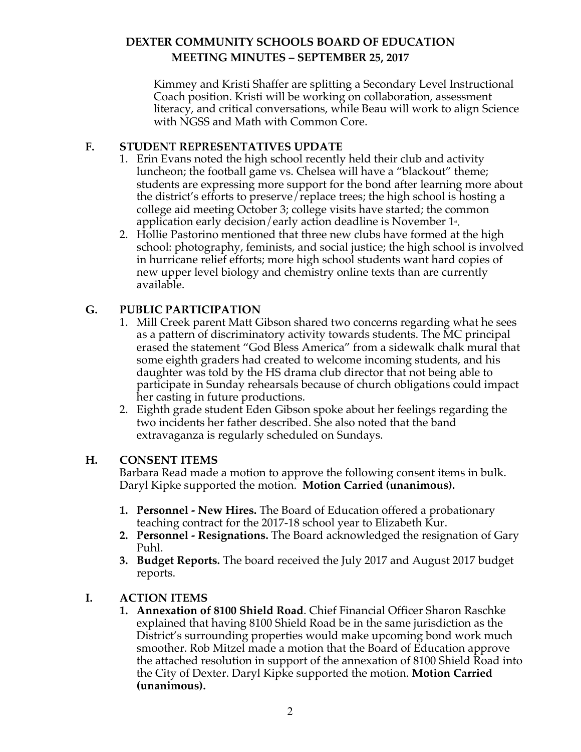Kimmey and Kristi Shaffer are splitting a Secondary Level Instructional Coach position. Kristi will be working on collaboration, assessment literacy, and critical conversations, while Beau will work to align Science with NGSS and Math with Common Core.

## F. STUDENT REPRESENTATIVES UPDATE

1. Erin Evans noted the high school recently held their club and activity luncheon; the football game vs. Chelsea will have a "blackout" theme; students are expressing more support for the bond after learning more about the district's efforts to preserve/replace trees; the high school is hosting a college aid meeting October 3; college visits have started; the common application early decision/early action deadline is November 1st.
2. Hollie Pastorino mentioned that three new clubs have formed at the high school: photography, feminists, and social justice; the high school is involved in hurricane relief efforts; more high school students want hard copies of new upper level biology and chemistry online texts than are currently available.

## G. PUBLIC PARTICIPATION

1. Mill Creek parent Matt Gibson shared two concerns regarding what he sees as a pattern of discriminatory activity towards students. The MC principal erased the statement "God Bless America" from a sidewalk chalk mural that some eighth graders had created to welcome incoming students, and his daughter was told by the HS drama club director that not being able to participate in Sunday rehearsals because of church obligations could impact her casting in future productions.
2. Eighth grade student Eden Gibson spoke about her feelings regarding the two incidents her father described. She also noted that the band extravaganza is regularly scheduled on Sundays.

## H. CONSENT ITEMS

Barbara Read made a motion to approve the following consent items in bulk. Daryl Kipke supported the motion. **Motion Carried (unanimous).**

1. **Personnel - New Hires.** The Board of Education offered a probationary teaching contract for the 2017-18 school year to Elizabeth Kur.
2. **Personnel - Resignations.** The Board acknowledged the resignation of Gary Puhl.
3. **Budget Reports.** The board received the July 2017 and August 2017 budget reports.

## I. ACTION ITEMS

1. **Annexation of 8100 Shield Road**. Chief Financial Officer Sharon Raschke explained that having 8100 Shield Road be in the same jurisdiction as the District's surrounding properties would make upcoming bond work much smoother. Rob Mitzel made a motion that the Board of Education approve the attached resolution in support of the annexation of 8100 Shield Road into the City of Dexter. Daryl Kipke supported the motion. **Motion Carried (unanimous).**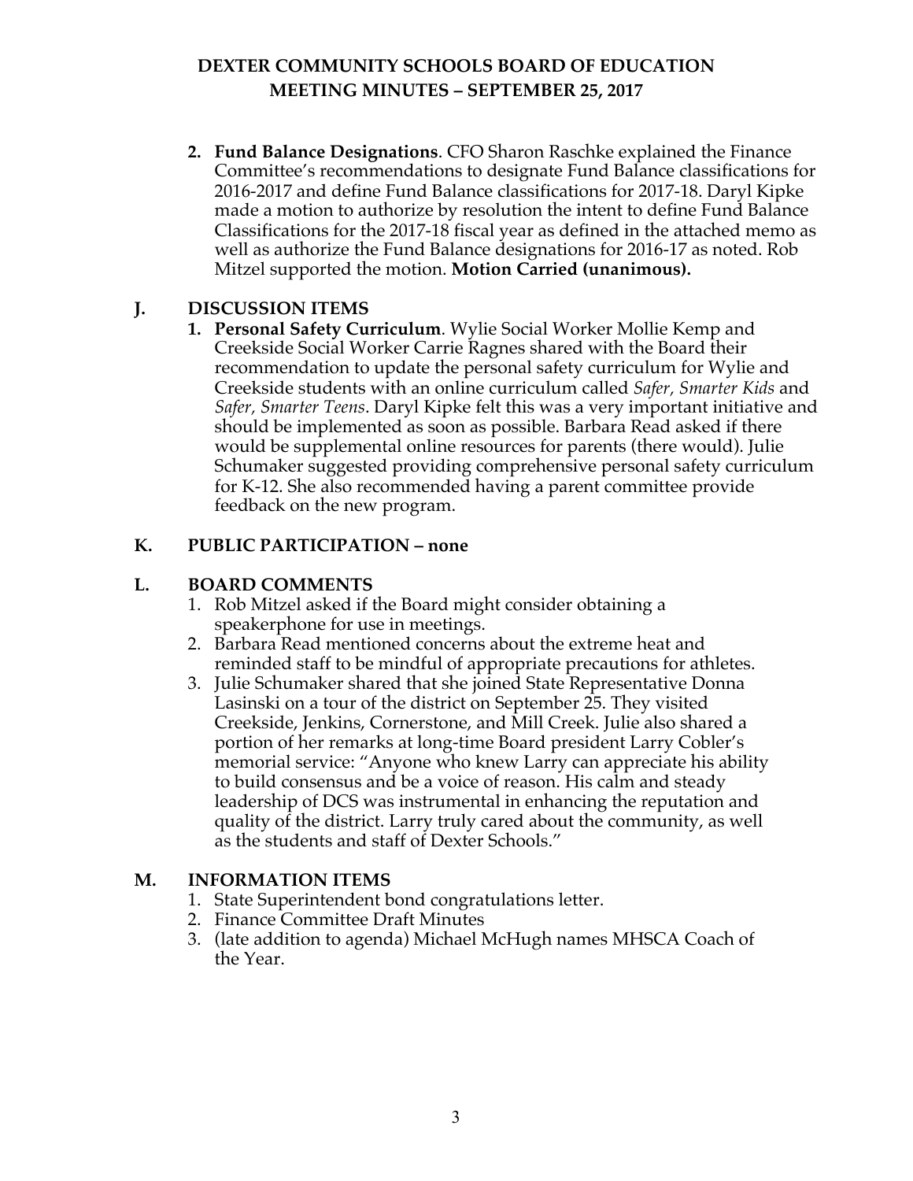# DEXTER COMMUNITY SCHOOLS BOARD OF EDUCATION
## MEETING MINUTES – SEPTEMBER 25, 2017

2. **Fund Balance Designations**. CFO Sharon Raschke explained the Finance Committee's recommendations to designate Fund Balance classifications for 2016-2017 and define Fund Balance classifications for 2017-18. Daryl Kipke made a motion to authorize by resolution the intent to define Fund Balance Classifications for the 2017-18 fiscal year as defined in the attached memo as well as authorize the Fund Balance designations for 2016-17 as noted. Rob Mitzel supported the motion. **Motion Carried (unanimous).**

## J. DISCUSSION ITEMS

1. **Personal Safety Curriculum**. Wylie Social Worker Mollie Kemp and Creekside Social Worker Carrie Ragnes shared with the Board their recommendation to update the personal safety curriculum for Wylie and Creekside students with an online curriculum called *Safer, Smarter Kids* and *Safer, Smarter Teens*. Daryl Kipke felt this was a very important initiative and should be implemented as soon as possible. Barbara Read asked if there would be supplemental online resources for parents (there would). Julie Schumaker suggested providing comprehensive personal safety curriculum for K-12. She also recommended having a parent committee provide feedback on the new program.

## K. PUBLIC PARTICIPATION – none

## L. BOARD COMMENTS

1. Rob Mitzel asked if the Board might consider obtaining a speakerphone for use in meetings.
2. Barbara Read mentioned concerns about the extreme heat and reminded staff to be mindful of appropriate precautions for athletes.
3. Julie Schumaker shared that she joined State Representative Donna Lasinski on a tour of the district on September 25. They visited Creekside, Jenkins, Cornerstone, and Mill Creek. Julie also shared a portion of her remarks at long-time Board president Larry Cobler's memorial service: "Anyone who knew Larry can appreciate his ability to build consensus and be a voice of reason. His calm and steady leadership of DCS was instrumental in enhancing the reputation and quality of the district. Larry truly cared about the community, as well as the students and staff of Dexter Schools."

## M. INFORMATION ITEMS

1. State Superintendent bond congratulations letter.
2. Finance Committee Draft Minutes
3. (late addition to agenda) Michael McHugh names MHSCA Coach of the Year.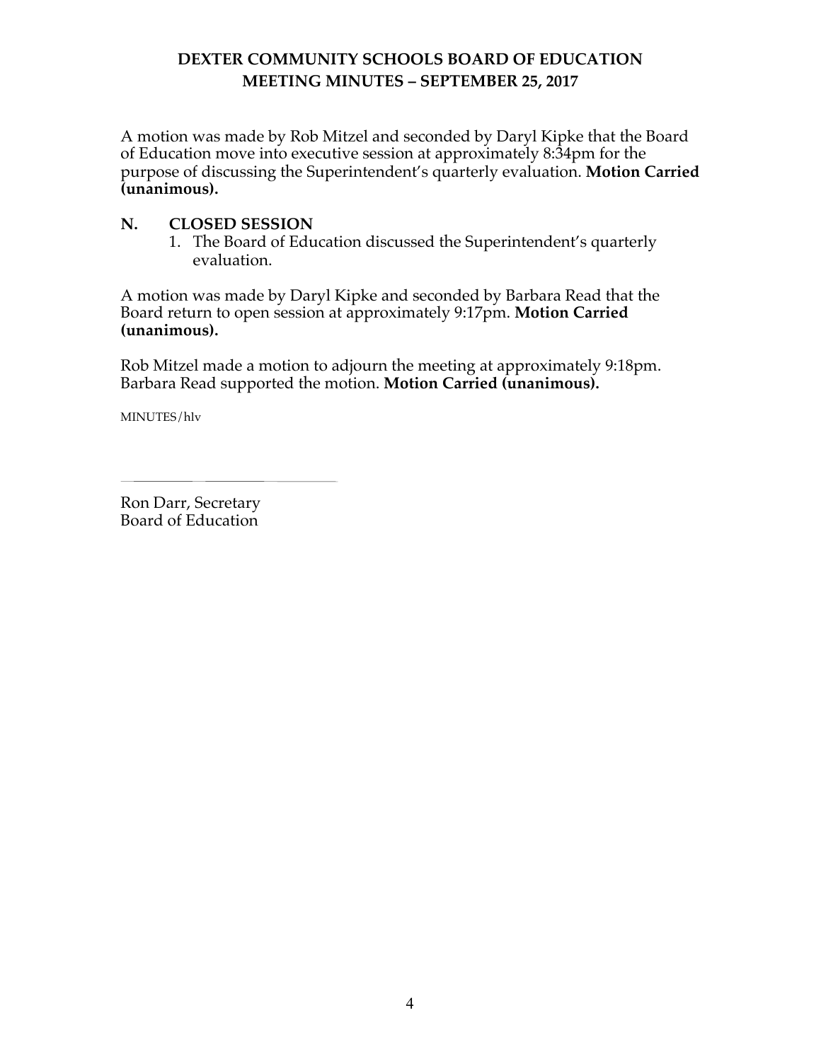# DEXTER COMMUNITY SCHOOLS BOARD OF EDUCATION
## MEETING MINUTES – SEPTEMBER 25, 2017

A motion was made by Rob Mitzel and seconded by Daryl Kipke that the Board of Education move into executive session at approximately 8:34pm for the purpose of discussing the Superintendent's quarterly evaluation. **Motion Carried (unanimous).**

### N. CLOSED SESSION

1. The Board of Education discussed the Superintendent's quarterly evaluation.

A motion was made by Daryl Kipke and seconded by Barbara Read that the Board return to open session at approximately 9:17pm. **Motion Carried (unanimous).**

Rob Mitzel made a motion to adjourn the meeting at approximately 9:18pm. Barbara Read supported the motion. **Motion Carried (unanimous).**

MINUTES/hlv

\_\_\_\_\_\_\_\_\_\_\_\_\_\_\_\_\_\_\_\_\_\_\_\_\_\_\_\_

Ron Darr, Secretary
Board of Education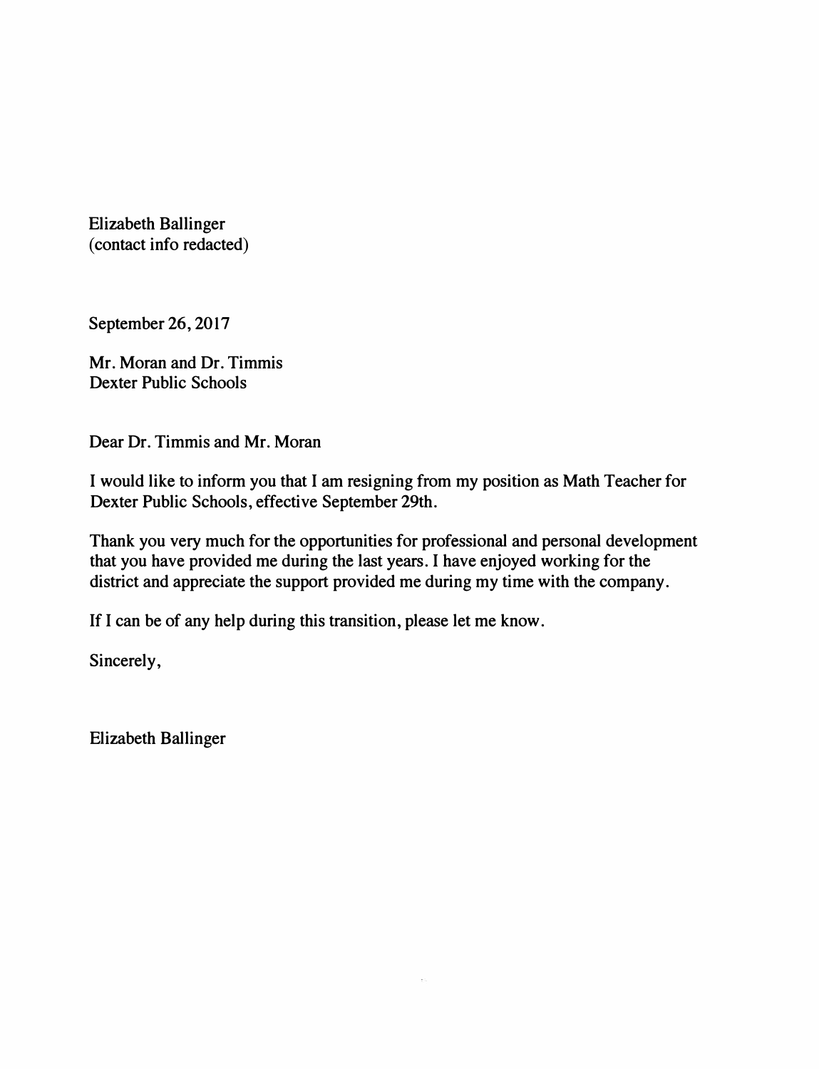Elizabeth Ballinger
(contact info redacted)

September 26, 2017

Mr. Moran and Dr. Timmis
Dexter Public Schools

Dear Dr. Timmis and Mr. Moran

I would like to inform you that I am resigning from my position as Math Teacher for Dexter Public Schools, effective September 29th.

Thank you very much for the opportunities for professional and personal development that you have provided me during the last years. I have enjoyed working for the district and appreciate the support provided me during my time with the company.

If I can be of any help during this transition, please let me know.

Sincerely,

Elizabeth Ballinger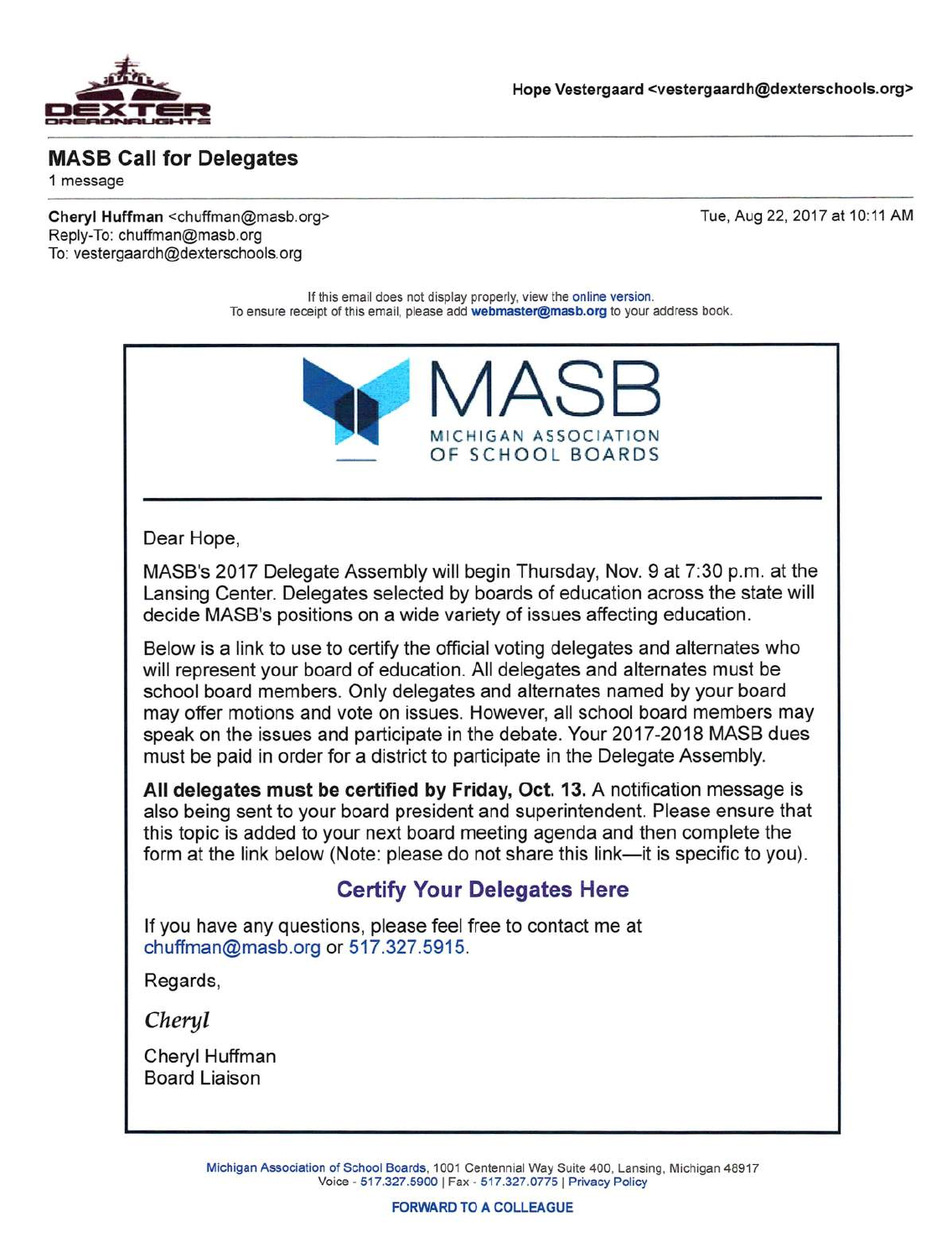DEXTER DREADNAUGHTS

Hope Vestergaard <vestergaardh@dexterschools.org>

## MASB Call for Delegates

1 message

**Cheryl Huffman** <chuffman@masb.org>
Reply-To: chuffman@masb.org
To: vestergaardh@dexterschools.org

Tue, Aug 22, 2017 at 10:11 AM

If this email does not display properly, view the online version.
To ensure receipt of this email, please add **webmaster@masb.org** to your address book.

MASB
MICHIGAN ASSOCIATION OF SCHOOL BOARDS

Dear Hope,

MASB's 2017 Delegate Assembly will begin Thursday, Nov. 9 at 7:30 p.m. at the Lansing Center. Delegates selected by boards of education across the state will decide MASB's positions on a wide variety of issues affecting education.

Below is a link to use to certify the official voting delegates and alternates who will represent your board of education. All delegates and alternates must be school board members. Only delegates and alternates named by your board may offer motions and vote on issues. However, all school board members may speak on the issues and participate in the debate. Your 2017-2018 MASB dues must be paid in order for a district to participate in the Delegate Assembly.

**All delegates must be certified by Friday, Oct. 13.** A notification message is also being sent to your board president and superintendent. Please ensure that this topic is added to your next board meeting agenda and then complete the form at the link below (Note: please do not share this link—it is specific to you).

### Certify Your Delegates Here

If you have any questions, please feel free to contact me at chuffman@masb.org or 517.327.5915.

Regards,

*Cheryl*

Cheryl Huffman
Board Liaison

Michigan Association of School Boards, 1001 Centennial Way Suite 400, Lansing, Michigan 48917
Voice - 517.327.5900 | Fax - 517.327.0775 | Privacy Policy

**FORWARD TO A COLLEAGUE**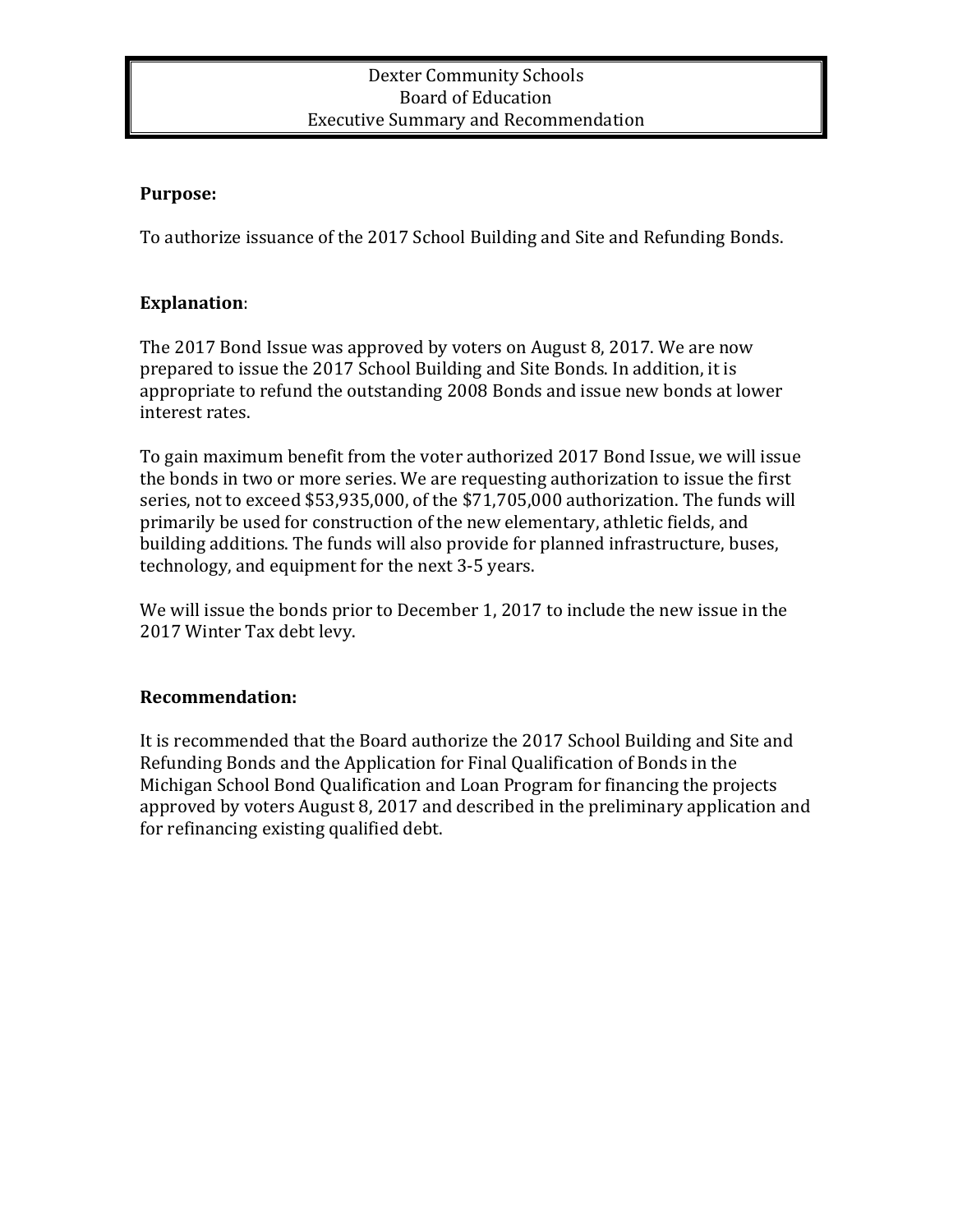# Dexter Community Schools
## Board of Education
## Executive Summary and Recommendation

**Purpose:**

To authorize issuance of the 2017 School Building and Site and Refunding Bonds.

**Explanation**:

The 2017 Bond Issue was approved by voters on August 8, 2017. We are now prepared to issue the 2017 School Building and Site Bonds. In addition, it is appropriate to refund the outstanding 2008 Bonds and issue new bonds at lower interest rates.

To gain maximum benefit from the voter authorized 2017 Bond Issue, we will issue the bonds in two or more series. We are requesting authorization to issue the first series, not to exceed $53,935,000, of the $71,705,000 authorization. The funds will primarily be used for construction of the new elementary, athletic fields, and building additions. The funds will also provide for planned infrastructure, buses, technology, and equipment for the next 3-5 years.

We will issue the bonds prior to December 1, 2017 to include the new issue in the 2017 Winter Tax debt levy.

**Recommendation:**

It is recommended that the Board authorize the 2017 School Building and Site and Refunding Bonds and the Application for Final Qualification of Bonds in the Michigan School Bond Qualification and Loan Program for financing the projects approved by voters August 8, 2017 and described in the preliminary application and for refinancing existing qualified debt.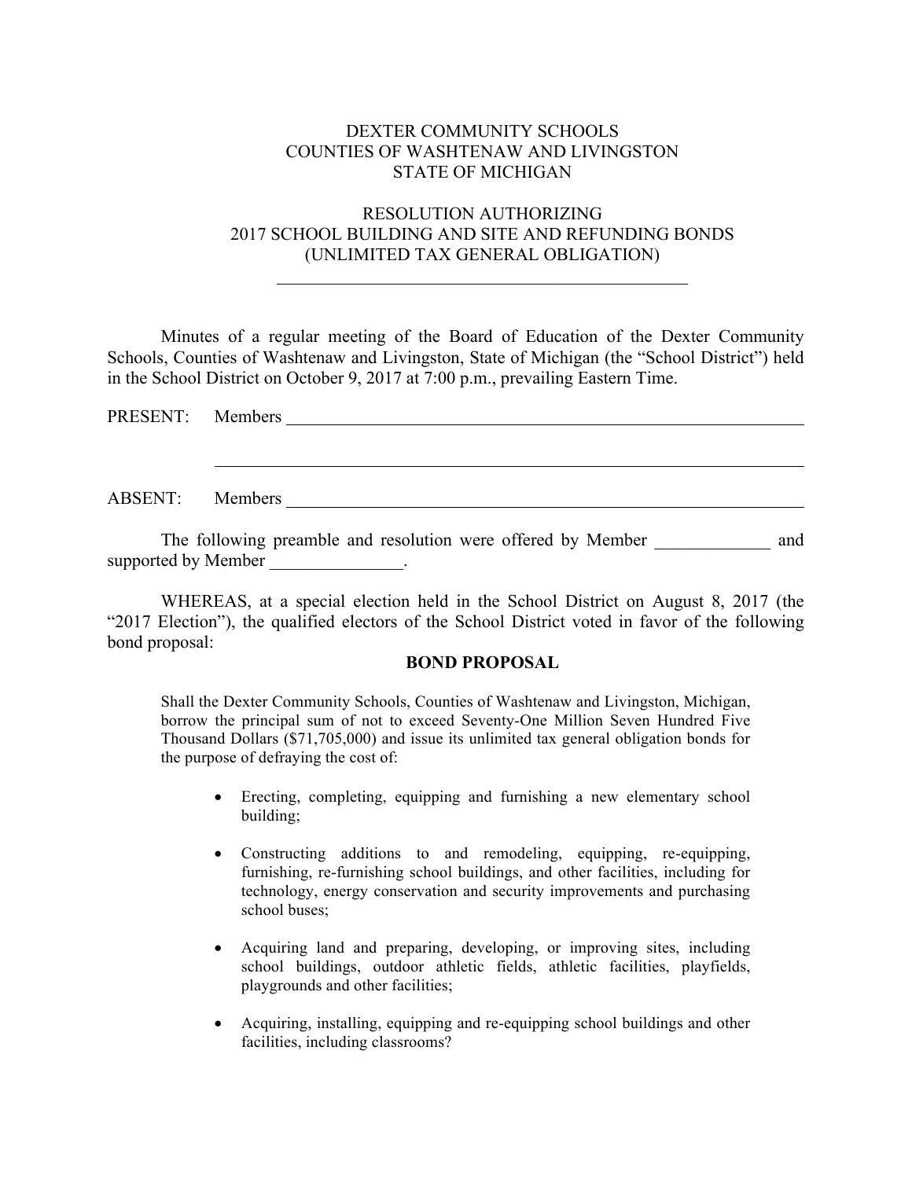DEXTER COMMUNITY SCHOOLS
COUNTIES OF WASHTENAW AND LIVINGSTON
STATE OF MICHIGAN

RESOLUTION AUTHORIZING
2017 SCHOOL BUILDING AND SITE AND REFUNDING BONDS
(UNLIMITED TAX GENERAL OBLIGATION)

---

Minutes of a regular meeting of the Board of Education of the Dexter Community Schools, Counties of Washtenaw and Livingston, State of Michigan (the "School District") held in the School District on October 9, 2017 at 7:00 p.m., prevailing Eastern Time.

PRESENT: Members ______________________________________________

______________________________________________

ABSENT: Members ______________________________________________

The following preamble and resolution were offered by Member _____________ and supported by Member _______________.

WHEREAS, at a special election held in the School District on August 8, 2017 (the "2017 Election"), the qualified electors of the School District voted in favor of the following bond proposal:

**BOND PROPOSAL**

Shall the Dexter Community Schools, Counties of Washtenaw and Livingston, Michigan, borrow the principal sum of not to exceed Seventy-One Million Seven Hundred Five Thousand Dollars ($71,705,000) and issue its unlimited tax general obligation bonds for the purpose of defraying the cost of:

- Erecting, completing, equipping and furnishing a new elementary school building;
- Constructing additions to and remodeling, equipping, re-equipping, furnishing, re-furnishing school buildings, and other facilities, including for technology, energy conservation and security improvements and purchasing school buses;
- Acquiring land and preparing, developing, or improving sites, including school buildings, outdoor athletic fields, athletic facilities, playfields, playgrounds and other facilities;
- Acquiring, installing, equipping and re-equipping school buildings and other facilities, including classrooms?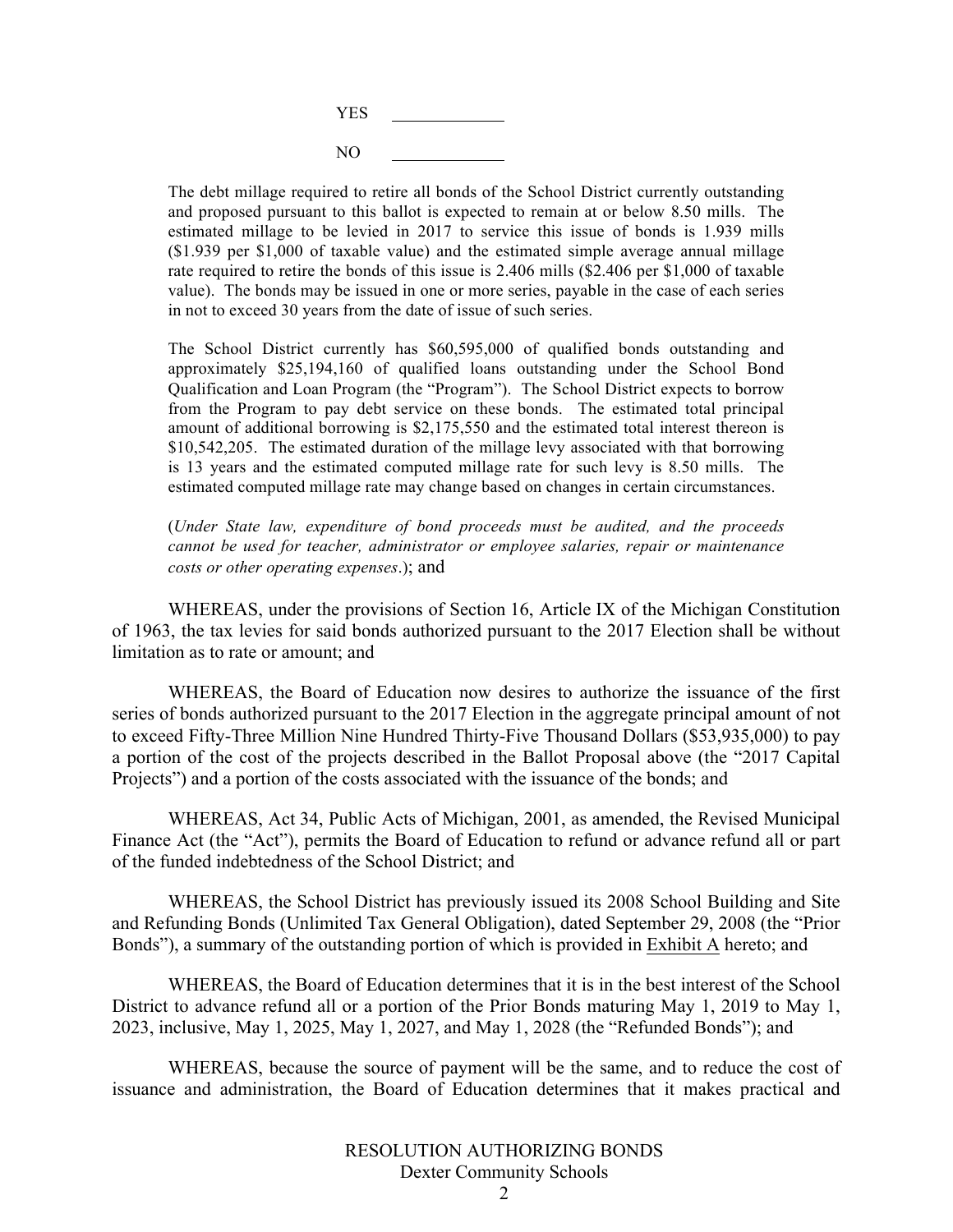YES \_\_\_\_\_\_\_\_\_\_\_\_

NO \_\_\_\_\_\_\_\_\_\_\_\_

> The debt millage required to retire all bonds of the School District currently outstanding and proposed pursuant to this ballot is expected to remain at or below 8.50 mills. The estimated millage to be levied in 2017 to service this issue of bonds is 1.939 mills ($1.939 per $1,000 of taxable value) and the estimated simple average annual millage rate required to retire the bonds of this issue is 2.406 mills ($2.406 per $1,000 of taxable value). The bonds may be issued in one or more series, payable in the case of each series in not to exceed 30 years from the date of issue of such series.
>
> The School District currently has $60,595,000 of qualified bonds outstanding and approximately $25,194,160 of qualified loans outstanding under the School Bond Qualification and Loan Program (the "Program"). The School District expects to borrow from the Program to pay debt service on these bonds. The estimated total principal amount of additional borrowing is $2,175,550 and the estimated total interest thereon is $10,542,205. The estimated duration of the millage levy associated with that borrowing is 13 years and the estimated computed millage rate for such levy is 8.50 mills. The estimated computed millage rate may change based on changes in certain circumstances.
>
> (*Under State law, expenditure of bond proceeds must be audited, and the proceeds cannot be used for teacher, administrator or employee salaries, repair or maintenance costs or other operating expenses*.); and

WHEREAS, under the provisions of Section 16, Article IX of the Michigan Constitution of 1963, the tax levies for said bonds authorized pursuant to the 2017 Election shall be without limitation as to rate or amount; and

WHEREAS, the Board of Education now desires to authorize the issuance of the first series of bonds authorized pursuant to the 2017 Election in the aggregate principal amount of not to exceed Fifty-Three Million Nine Hundred Thirty-Five Thousand Dollars ($53,935,000) to pay a portion of the cost of the projects described in the Ballot Proposal above (the "2017 Capital Projects") and a portion of the costs associated with the issuance of the bonds; and

WHEREAS, Act 34, Public Acts of Michigan, 2001, as amended, the Revised Municipal Finance Act (the "Act"), permits the Board of Education to refund or advance refund all or part of the funded indebtedness of the School District; and

WHEREAS, the School District has previously issued its 2008 School Building and Site and Refunding Bonds (Unlimited Tax General Obligation), dated September 29, 2008 (the "Prior Bonds"), a summary of the outstanding portion of which is provided in Exhibit A hereto; and

WHEREAS, the Board of Education determines that it is in the best interest of the School District to advance refund all or a portion of the Prior Bonds maturing May 1, 2019 to May 1, 2023, inclusive, May 1, 2025, May 1, 2027, and May 1, 2028 (the "Refunded Bonds"); and

WHEREAS, because the source of payment will be the same, and to reduce the cost of issuance and administration, the Board of Education determines that it makes practical and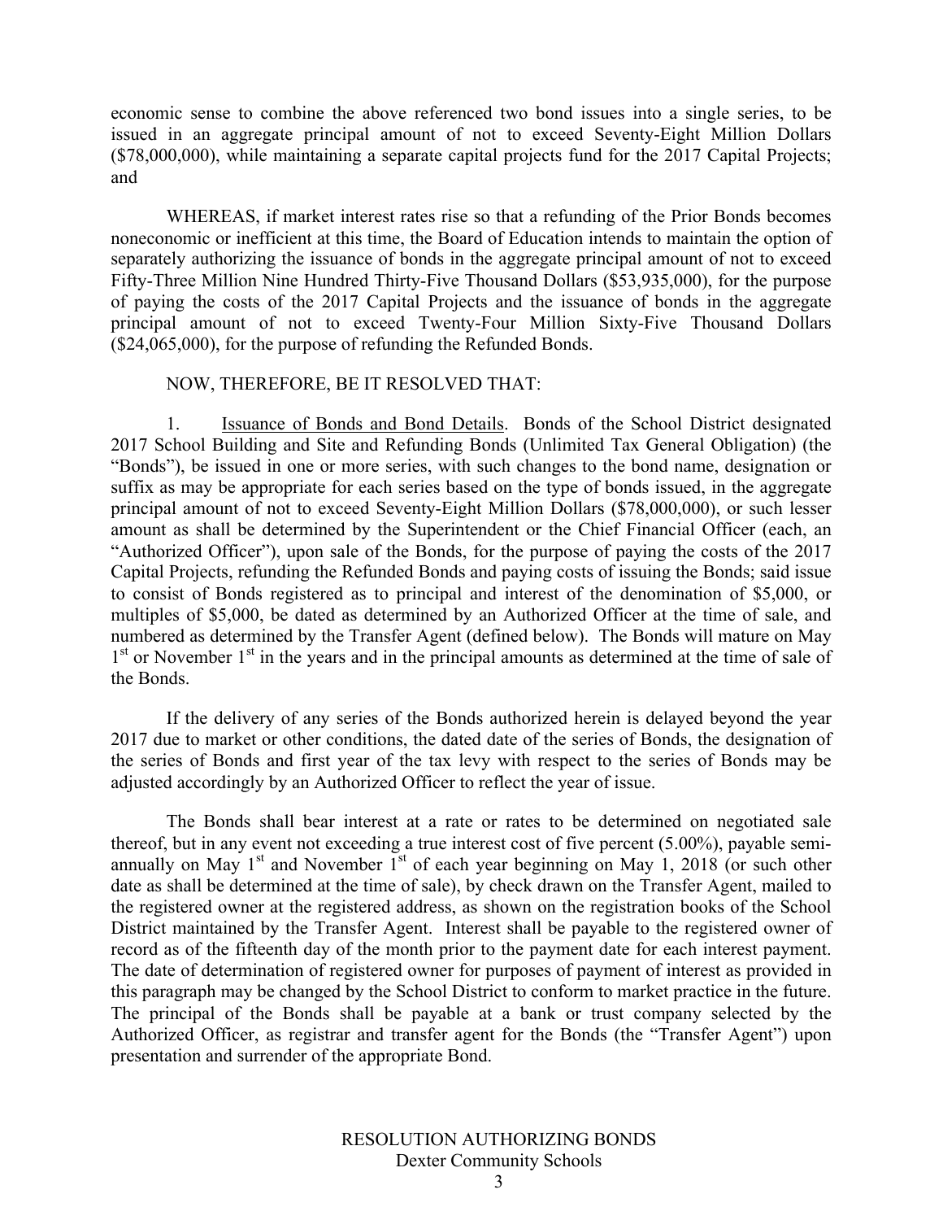economic sense to combine the above referenced two bond issues into a single series, to be issued in an aggregate principal amount of not to exceed Seventy-Eight Million Dollars ($78,000,000), while maintaining a separate capital projects fund for the 2017 Capital Projects; and

WHEREAS, if market interest rates rise so that a refunding of the Prior Bonds becomes noneconomic or inefficient at this time, the Board of Education intends to maintain the option of separately authorizing the issuance of bonds in the aggregate principal amount of not to exceed Fifty-Three Million Nine Hundred Thirty-Five Thousand Dollars ($53,935,000), for the purpose of paying the costs of the 2017 Capital Projects and the issuance of bonds in the aggregate principal amount of not to exceed Twenty-Four Million Sixty-Five Thousand Dollars ($24,065,000), for the purpose of refunding the Refunded Bonds.

NOW, THEREFORE, BE IT RESOLVED THAT:

1. Issuance of Bonds and Bond Details. Bonds of the School District designated 2017 School Building and Site and Refunding Bonds (Unlimited Tax General Obligation) (the "Bonds"), be issued in one or more series, with such changes to the bond name, designation or suffix as may be appropriate for each series based on the type of bonds issued, in the aggregate principal amount of not to exceed Seventy-Eight Million Dollars ($78,000,000), or such lesser amount as shall be determined by the Superintendent or the Chief Financial Officer (each, an "Authorized Officer"), upon sale of the Bonds, for the purpose of paying the costs of the 2017 Capital Projects, refunding the Refunded Bonds and paying costs of issuing the Bonds; said issue to consist of Bonds registered as to principal and interest of the denomination of $5,000, or multiples of $5,000, be dated as determined by an Authorized Officer at the time of sale, and numbered as determined by the Transfer Agent (defined below). The Bonds will mature on May 1st or November 1st in the years and in the principal amounts as determined at the time of sale of the Bonds.

If the delivery of any series of the Bonds authorized herein is delayed beyond the year 2017 due to market or other conditions, the dated date of the series of Bonds, the designation of the series of Bonds and first year of the tax levy with respect to the series of Bonds may be adjusted accordingly by an Authorized Officer to reflect the year of issue.

The Bonds shall bear interest at a rate or rates to be determined on negotiated sale thereof, but in any event not exceeding a true interest cost of five percent (5.00%), payable semi-annually on May 1st and November 1st of each year beginning on May 1, 2018 (or such other date as shall be determined at the time of sale), by check drawn on the Transfer Agent, mailed to the registered owner at the registered address, as shown on the registration books of the School District maintained by the Transfer Agent. Interest shall be payable to the registered owner of record as of the fifteenth day of the month prior to the payment date for each interest payment. The date of determination of registered owner for purposes of payment of interest as provided in this paragraph may be changed by the School District to conform to market practice in the future. The principal of the Bonds shall be payable at a bank or trust company selected by the Authorized Officer, as registrar and transfer agent for the Bonds (the "Transfer Agent") upon presentation and surrender of the appropriate Bond.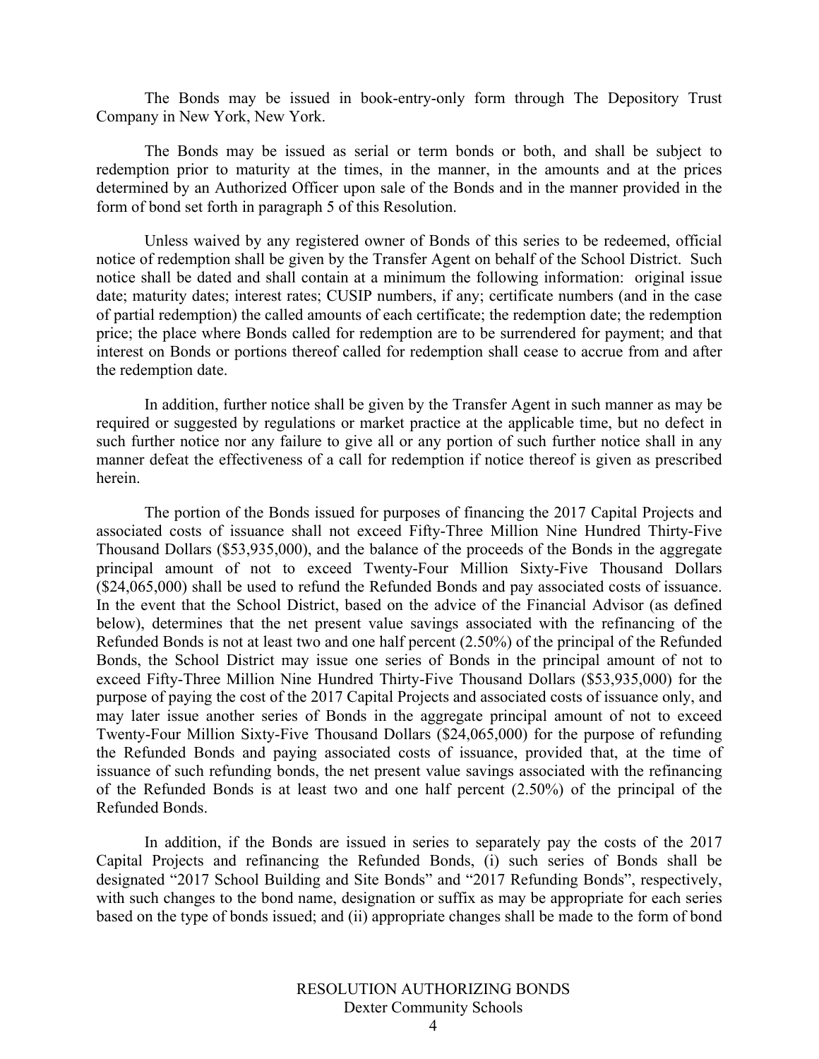The Bonds may be issued in book-entry-only form through The Depository Trust Company in New York, New York.

The Bonds may be issued as serial or term bonds or both, and shall be subject to redemption prior to maturity at the times, in the manner, in the amounts and at the prices determined by an Authorized Officer upon sale of the Bonds and in the manner provided in the form of bond set forth in paragraph 5 of this Resolution.

Unless waived by any registered owner of Bonds of this series to be redeemed, official notice of redemption shall be given by the Transfer Agent on behalf of the School District. Such notice shall be dated and shall contain at a minimum the following information: original issue date; maturity dates; interest rates; CUSIP numbers, if any; certificate numbers (and in the case of partial redemption) the called amounts of each certificate; the redemption date; the redemption price; the place where Bonds called for redemption are to be surrendered for payment; and that interest on Bonds or portions thereof called for redemption shall cease to accrue from and after the redemption date.

In addition, further notice shall be given by the Transfer Agent in such manner as may be required or suggested by regulations or market practice at the applicable time, but no defect in such further notice nor any failure to give all or any portion of such further notice shall in any manner defeat the effectiveness of a call for redemption if notice thereof is given as prescribed herein.

The portion of the Bonds issued for purposes of financing the 2017 Capital Projects and associated costs of issuance shall not exceed Fifty-Three Million Nine Hundred Thirty-Five Thousand Dollars ($53,935,000), and the balance of the proceeds of the Bonds in the aggregate principal amount of not to exceed Twenty-Four Million Sixty-Five Thousand Dollars ($24,065,000) shall be used to refund the Refunded Bonds and pay associated costs of issuance. In the event that the School District, based on the advice of the Financial Advisor (as defined below), determines that the net present value savings associated with the refinancing of the Refunded Bonds is not at least two and one half percent (2.50%) of the principal of the Refunded Bonds, the School District may issue one series of Bonds in the principal amount of not to exceed Fifty-Three Million Nine Hundred Thirty-Five Thousand Dollars ($53,935,000) for the purpose of paying the cost of the 2017 Capital Projects and associated costs of issuance only, and may later issue another series of Bonds in the aggregate principal amount of not to exceed Twenty-Four Million Sixty-Five Thousand Dollars ($24,065,000) for the purpose of refunding the Refunded Bonds and paying associated costs of issuance, provided that, at the time of issuance of such refunding bonds, the net present value savings associated with the refinancing of the Refunded Bonds is at least two and one half percent (2.50%) of the principal of the Refunded Bonds.

In addition, if the Bonds are issued in series to separately pay the costs of the 2017 Capital Projects and refinancing the Refunded Bonds, (i) such series of Bonds shall be designated "2017 School Building and Site Bonds" and "2017 Refunding Bonds", respectively, with such changes to the bond name, designation or suffix as may be appropriate for each series based on the type of bonds issued; and (ii) appropriate changes shall be made to the form of bond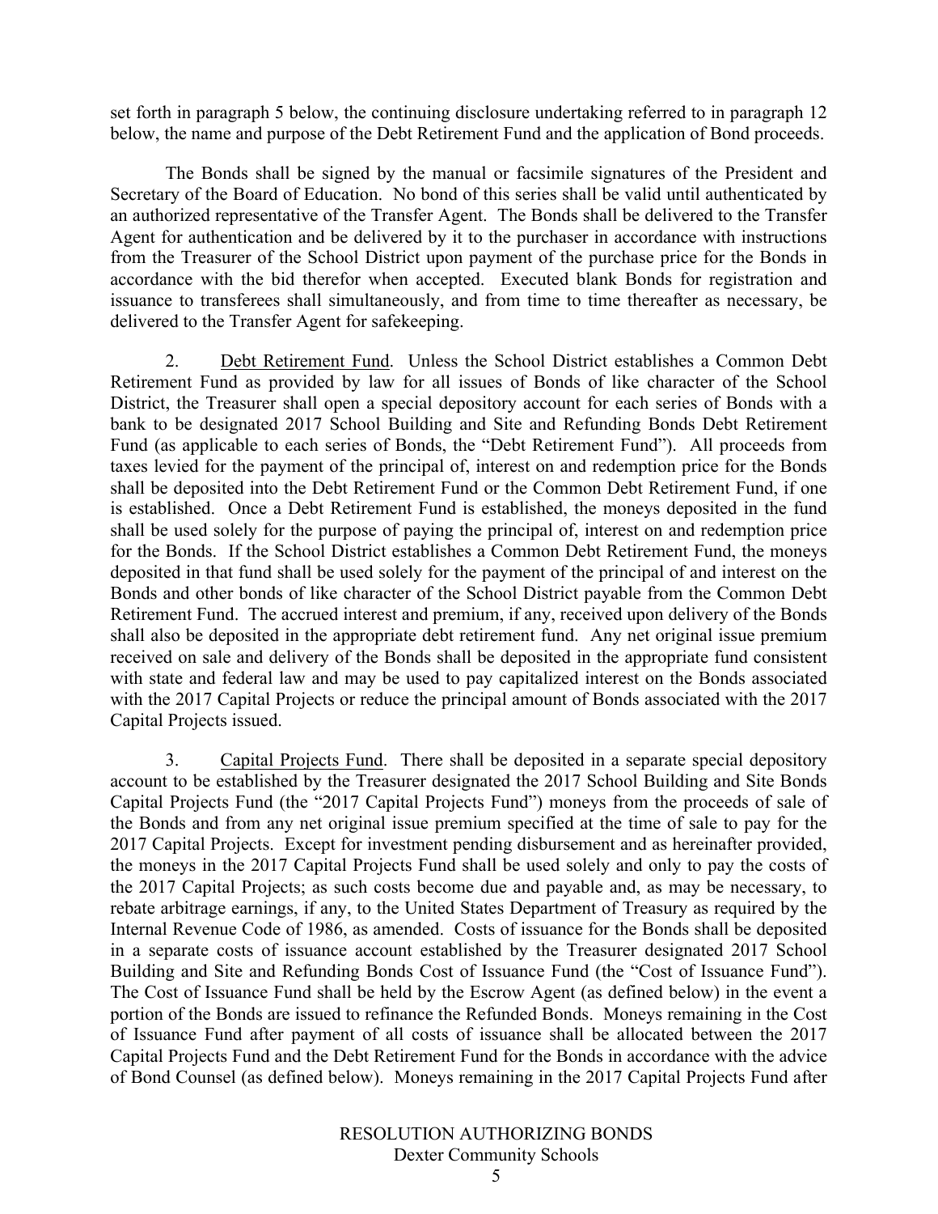set forth in paragraph 5 below, the continuing disclosure undertaking referred to in paragraph 12 below, the name and purpose of the Debt Retirement Fund and the application of Bond proceeds.

The Bonds shall be signed by the manual or facsimile signatures of the President and Secretary of the Board of Education. No bond of this series shall be valid until authenticated by an authorized representative of the Transfer Agent. The Bonds shall be delivered to the Transfer Agent for authentication and be delivered by it to the purchaser in accordance with instructions from the Treasurer of the School District upon payment of the purchase price for the Bonds in accordance with the bid therefor when accepted. Executed blank Bonds for registration and issuance to transferees shall simultaneously, and from time to time thereafter as necessary, be delivered to the Transfer Agent for safekeeping.

2. Debt Retirement Fund. Unless the School District establishes a Common Debt Retirement Fund as provided by law for all issues of Bonds of like character of the School District, the Treasurer shall open a special depository account for each series of Bonds with a bank to be designated 2017 School Building and Site and Refunding Bonds Debt Retirement Fund (as applicable to each series of Bonds, the "Debt Retirement Fund"). All proceeds from taxes levied for the payment of the principal of, interest on and redemption price for the Bonds shall be deposited into the Debt Retirement Fund or the Common Debt Retirement Fund, if one is established. Once a Debt Retirement Fund is established, the moneys deposited in the fund shall be used solely for the purpose of paying the principal of, interest on and redemption price for the Bonds. If the School District establishes a Common Debt Retirement Fund, the moneys deposited in that fund shall be used solely for the payment of the principal of and interest on the Bonds and other bonds of like character of the School District payable from the Common Debt Retirement Fund. The accrued interest and premium, if any, received upon delivery of the Bonds shall also be deposited in the appropriate debt retirement fund. Any net original issue premium received on sale and delivery of the Bonds shall be deposited in the appropriate fund consistent with state and federal law and may be used to pay capitalized interest on the Bonds associated with the 2017 Capital Projects or reduce the principal amount of Bonds associated with the 2017 Capital Projects issued.

3. Capital Projects Fund. There shall be deposited in a separate special depository account to be established by the Treasurer designated the 2017 School Building and Site Bonds Capital Projects Fund (the "2017 Capital Projects Fund") moneys from the proceeds of sale of the Bonds and from any net original issue premium specified at the time of sale to pay for the 2017 Capital Projects. Except for investment pending disbursement and as hereinafter provided, the moneys in the 2017 Capital Projects Fund shall be used solely and only to pay the costs of the 2017 Capital Projects; as such costs become due and payable and, as may be necessary, to rebate arbitrage earnings, if any, to the United States Department of Treasury as required by the Internal Revenue Code of 1986, as amended. Costs of issuance for the Bonds shall be deposited in a separate costs of issuance account established by the Treasurer designated 2017 School Building and Site and Refunding Bonds Cost of Issuance Fund (the "Cost of Issuance Fund"). The Cost of Issuance Fund shall be held by the Escrow Agent (as defined below) in the event a portion of the Bonds are issued to refinance the Refunded Bonds. Moneys remaining in the Cost of Issuance Fund after payment of all costs of issuance shall be allocated between the 2017 Capital Projects Fund and the Debt Retirement Fund for the Bonds in accordance with the advice of Bond Counsel (as defined below). Moneys remaining in the 2017 Capital Projects Fund after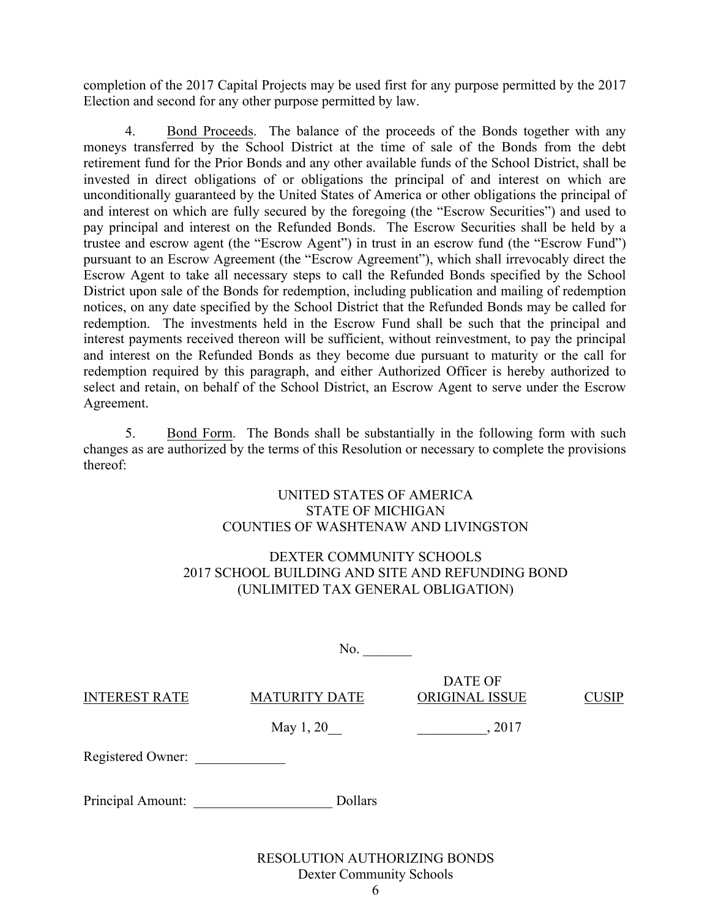completion of the 2017 Capital Projects may be used first for any purpose permitted by the 2017 Election and second for any other purpose permitted by law.

4. Bond Proceeds. The balance of the proceeds of the Bonds together with any moneys transferred by the School District at the time of sale of the Bonds from the debt retirement fund for the Prior Bonds and any other available funds of the School District, shall be invested in direct obligations of or obligations the principal of and interest on which are unconditionally guaranteed by the United States of America or other obligations the principal of and interest on which are fully secured by the foregoing (the "Escrow Securities") and used to pay principal and interest on the Refunded Bonds. The Escrow Securities shall be held by a trustee and escrow agent (the "Escrow Agent") in trust in an escrow fund (the "Escrow Fund") pursuant to an Escrow Agreement (the "Escrow Agreement"), which shall irrevocably direct the Escrow Agent to take all necessary steps to call the Refunded Bonds specified by the School District upon sale of the Bonds for redemption, including publication and mailing of redemption notices, on any date specified by the School District that the Refunded Bonds may be called for redemption. The investments held in the Escrow Fund shall be such that the principal and interest payments received thereon will be sufficient, without reinvestment, to pay the principal and interest on the Refunded Bonds as they become due pursuant to maturity or the call for redemption required by this paragraph, and either Authorized Officer is hereby authorized to select and retain, on behalf of the School District, an Escrow Agent to serve under the Escrow Agreement.

5. Bond Form. The Bonds shall be substantially in the following form with such changes as are authorized by the terms of this Resolution or necessary to complete the provisions thereof:

UNITED STATES OF AMERICA
STATE OF MICHIGAN
COUNTIES OF WASHTENAW AND LIVINGSTON

DEXTER COMMUNITY SCHOOLS
2017 SCHOOL BUILDING AND SITE AND REFUNDING BOND
(UNLIMITED TAX GENERAL OBLIGATION)

No. _______

| INTEREST RATE | MATURITY DATE | DATE OF ORIGINAL ISSUE | CUSIP |
|---|---|---|---|
| | May 1, 20__ | __________, 2017 | |

Registered Owner: _____________

Principal Amount: ____________________ Dollars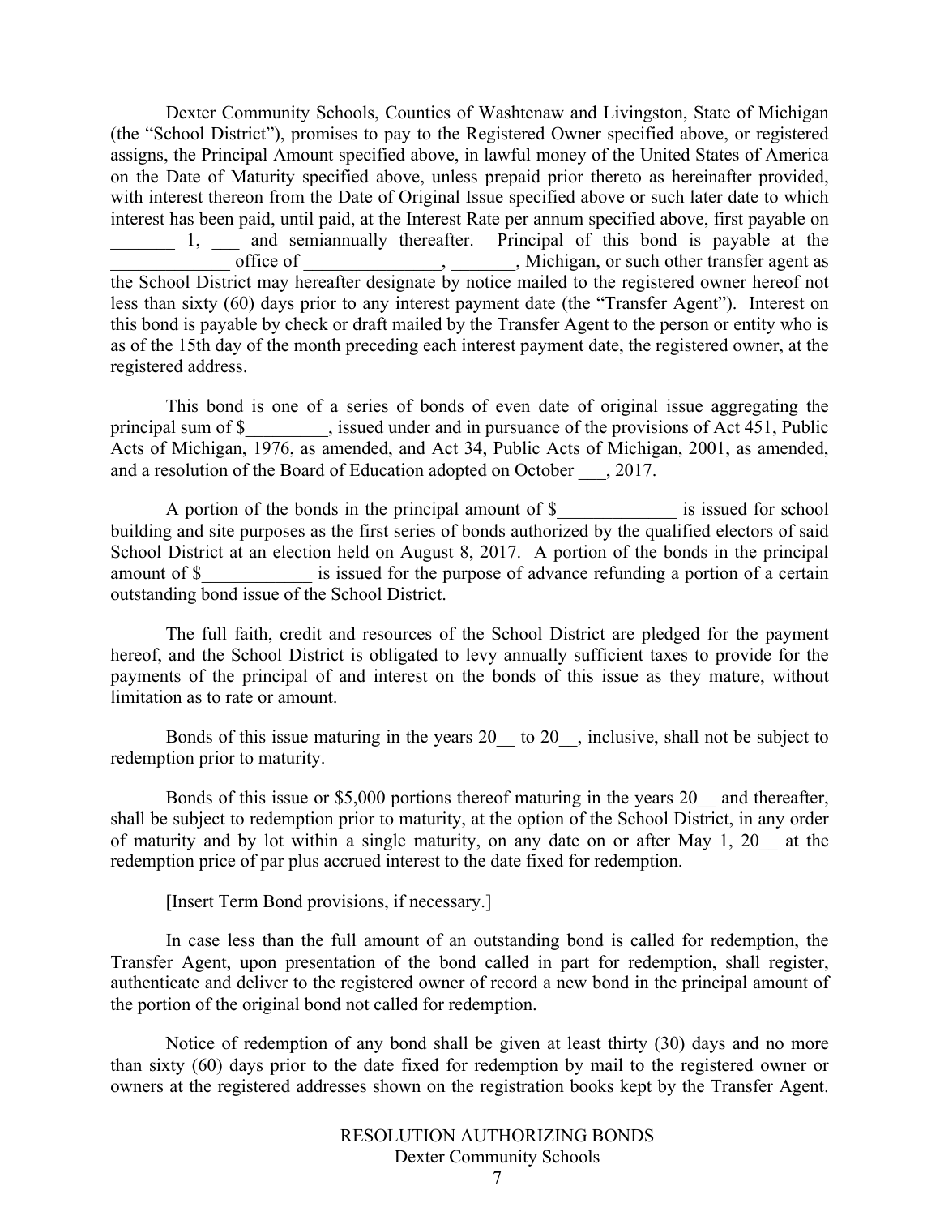Dexter Community Schools, Counties of Washtenaw and Livingston, State of Michigan (the "School District"), promises to pay to the Registered Owner specified above, or registered assigns, the Principal Amount specified above, in lawful money of the United States of America on the Date of Maturity specified above, unless prepaid prior thereto as hereinafter provided, with interest thereon from the Date of Original Issue specified above or such later date to which interest has been paid, until paid, at the Interest Rate per annum specified above, first payable on _______ 1, ___ and semiannually thereafter. Principal of this bond is payable at the _____________ office of _______________, _______, Michigan, or such other transfer agent as the School District may hereafter designate by notice mailed to the registered owner hereof not less than sixty (60) days prior to any interest payment date (the "Transfer Agent"). Interest on this bond is payable by check or draft mailed by the Transfer Agent to the person or entity who is as of the 15th day of the month preceding each interest payment date, the registered owner, at the registered address.

This bond is one of a series of bonds of even date of original issue aggregating the principal sum of $_________, issued under and in pursuance of the provisions of Act 451, Public Acts of Michigan, 1976, as amended, and Act 34, Public Acts of Michigan, 2001, as amended, and a resolution of the Board of Education adopted on October ___, 2017.

A portion of the bonds in the principal amount of $_____________ is issued for school building and site purposes as the first series of bonds authorized by the qualified electors of said School District at an election held on August 8, 2017. A portion of the bonds in the principal amount of $____________ is issued for the purpose of advance refunding a portion of a certain outstanding bond issue of the School District.

The full faith, credit and resources of the School District are pledged for the payment hereof, and the School District is obligated to levy annually sufficient taxes to provide for the payments of the principal of and interest on the bonds of this issue as they mature, without limitation as to rate or amount.

Bonds of this issue maturing in the years 20__ to 20__, inclusive, shall not be subject to redemption prior to maturity.

Bonds of this issue or $5,000 portions thereof maturing in the years 20__ and thereafter, shall be subject to redemption prior to maturity, at the option of the School District, in any order of maturity and by lot within a single maturity, on any date on or after May 1, 20__ at the redemption price of par plus accrued interest to the date fixed for redemption.

[Insert Term Bond provisions, if necessary.]

In case less than the full amount of an outstanding bond is called for redemption, the Transfer Agent, upon presentation of the bond called in part for redemption, shall register, authenticate and deliver to the registered owner of record a new bond in the principal amount of the portion of the original bond not called for redemption.

Notice of redemption of any bond shall be given at least thirty (30) days and no more than sixty (60) days prior to the date fixed for redemption by mail to the registered owner or owners at the registered addresses shown on the registration books kept by the Transfer Agent.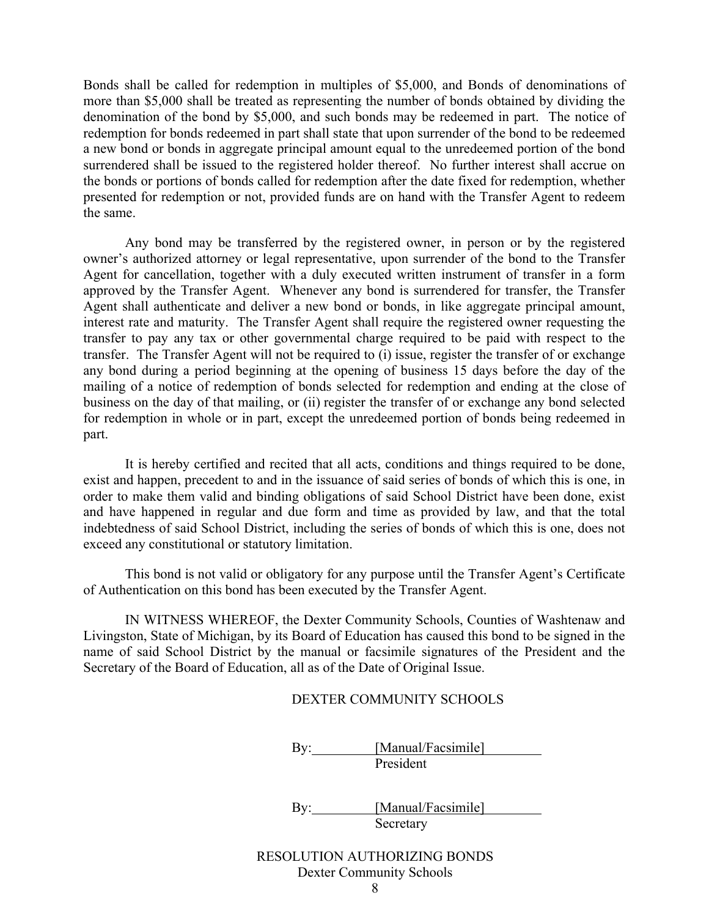Bonds shall be called for redemption in multiples of $5,000, and Bonds of denominations of more than $5,000 shall be treated as representing the number of bonds obtained by dividing the denomination of the bond by $5,000, and such bonds may be redeemed in part. The notice of redemption for bonds redeemed in part shall state that upon surrender of the bond to be redeemed a new bond or bonds in aggregate principal amount equal to the unredeemed portion of the bond surrendered shall be issued to the registered holder thereof. No further interest shall accrue on the bonds or portions of bonds called for redemption after the date fixed for redemption, whether presented for redemption or not, provided funds are on hand with the Transfer Agent to redeem the same.

Any bond may be transferred by the registered owner, in person or by the registered owner's authorized attorney or legal representative, upon surrender of the bond to the Transfer Agent for cancellation, together with a duly executed written instrument of transfer in a form approved by the Transfer Agent. Whenever any bond is surrendered for transfer, the Transfer Agent shall authenticate and deliver a new bond or bonds, in like aggregate principal amount, interest rate and maturity. The Transfer Agent shall require the registered owner requesting the transfer to pay any tax or other governmental charge required to be paid with respect to the transfer. The Transfer Agent will not be required to (i) issue, register the transfer of or exchange any bond during a period beginning at the opening of business 15 days before the day of the mailing of a notice of redemption of bonds selected for redemption and ending at the close of business on the day of that mailing, or (ii) register the transfer of or exchange any bond selected for redemption in whole or in part, except the unredeemed portion of bonds being redeemed in part.

It is hereby certified and recited that all acts, conditions and things required to be done, exist and happen, precedent to and in the issuance of said series of bonds of which this is one, in order to make them valid and binding obligations of said School District have been done, exist and have happened in regular and due form and time as provided by law, and that the total indebtedness of said School District, including the series of bonds of which this is one, does not exceed any constitutional or statutory limitation.

This bond is not valid or obligatory for any purpose until the Transfer Agent's Certificate of Authentication on this bond has been executed by the Transfer Agent.

IN WITNESS WHEREOF, the Dexter Community Schools, Counties of Washtenaw and Livingston, State of Michigan, by its Board of Education has caused this bond to be signed in the name of said School District by the manual or facsimile signatures of the President and the Secretary of the Board of Education, all as of the Date of Original Issue.

DEXTER COMMUNITY SCHOOLS

By: [Manual/Facsimile]
President

By: [Manual/Facsimile]
Secretary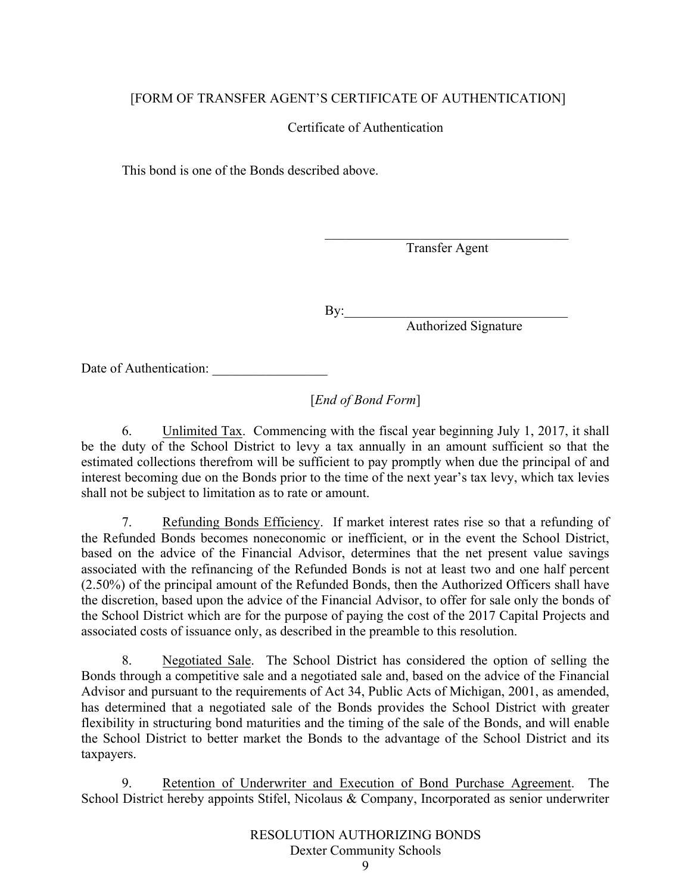[FORM OF TRANSFER AGENT'S CERTIFICATE OF AUTHENTICATION]

Certificate of Authentication

This bond is one of the Bonds described above.

_______________________________________
Transfer Agent

By:_________________________________
Authorized Signature

Date of Authentication: _________________

[*End of Bond Form*]

6. Unlimited Tax. Commencing with the fiscal year beginning July 1, 2017, it shall be the duty of the School District to levy a tax annually in an amount sufficient so that the estimated collections therefrom will be sufficient to pay promptly when due the principal of and interest becoming due on the Bonds prior to the time of the next year's tax levy, which tax levies shall not be subject to limitation as to rate or amount.

7. Refunding Bonds Efficiency. If market interest rates rise so that a refunding of the Refunded Bonds becomes noneconomic or inefficient, or in the event the School District, based on the advice of the Financial Advisor, determines that the net present value savings associated with the refinancing of the Refunded Bonds is not at least two and one half percent (2.50%) of the principal amount of the Refunded Bonds, then the Authorized Officers shall have the discretion, based upon the advice of the Financial Advisor, to offer for sale only the bonds of the School District which are for the purpose of paying the cost of the 2017 Capital Projects and associated costs of issuance only, as described in the preamble to this resolution.

8. Negotiated Sale. The School District has considered the option of selling the Bonds through a competitive sale and a negotiated sale and, based on the advice of the Financial Advisor and pursuant to the requirements of Act 34, Public Acts of Michigan, 2001, as amended, has determined that a negotiated sale of the Bonds provides the School District with greater flexibility in structuring bond maturities and the timing of the sale of the Bonds, and will enable the School District to better market the Bonds to the advantage of the School District and its taxpayers.

9. Retention of Underwriter and Execution of Bond Purchase Agreement. The School District hereby appoints Stifel, Nicolaus & Company, Incorporated as senior underwriter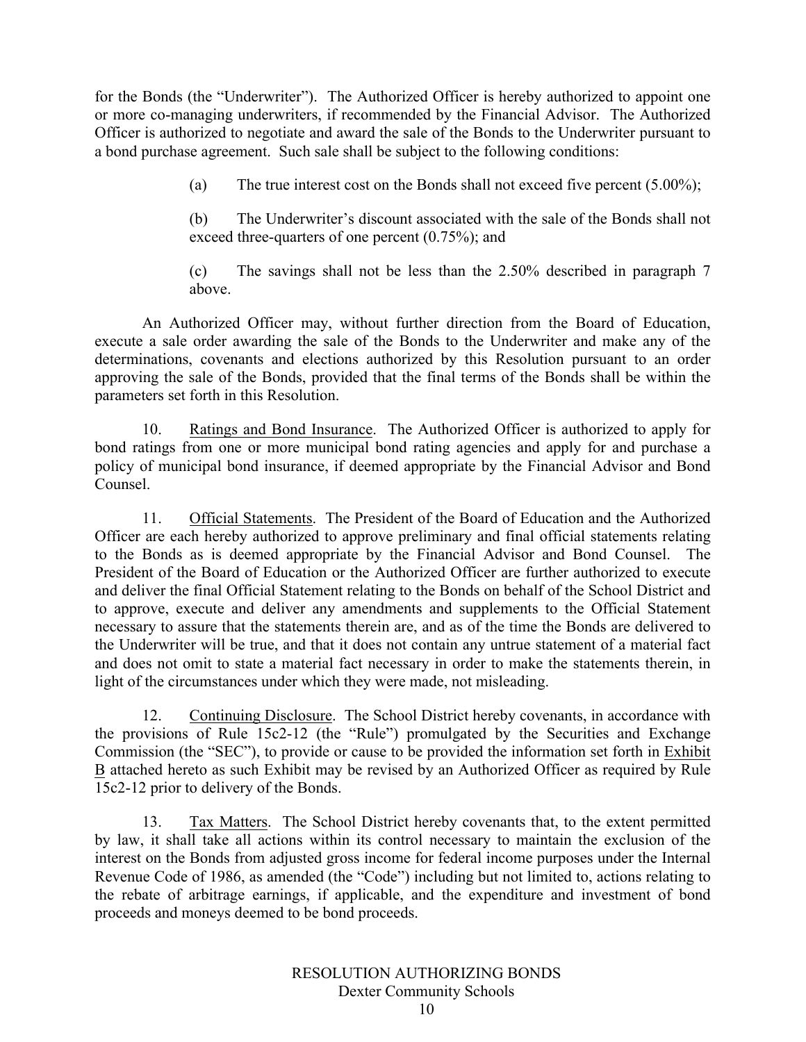for the Bonds (the "Underwriter"). The Authorized Officer is hereby authorized to appoint one or more co-managing underwriters, if recommended by the Financial Advisor. The Authorized Officer is authorized to negotiate and award the sale of the Bonds to the Underwriter pursuant to a bond purchase agreement. Such sale shall be subject to the following conditions:

(a) The true interest cost on the Bonds shall not exceed five percent (5.00%);

(b) The Underwriter's discount associated with the sale of the Bonds shall not exceed three-quarters of one percent (0.75%); and

(c) The savings shall not be less than the 2.50% described in paragraph 7 above.

An Authorized Officer may, without further direction from the Board of Education, execute a sale order awarding the sale of the Bonds to the Underwriter and make any of the determinations, covenants and elections authorized by this Resolution pursuant to an order approving the sale of the Bonds, provided that the final terms of the Bonds shall be within the parameters set forth in this Resolution.

10. Ratings and Bond Insurance. The Authorized Officer is authorized to apply for bond ratings from one or more municipal bond rating agencies and apply for and purchase a policy of municipal bond insurance, if deemed appropriate by the Financial Advisor and Bond Counsel.

11. Official Statements. The President of the Board of Education and the Authorized Officer are each hereby authorized to approve preliminary and final official statements relating to the Bonds as is deemed appropriate by the Financial Advisor and Bond Counsel. The President of the Board of Education or the Authorized Officer are further authorized to execute and deliver the final Official Statement relating to the Bonds on behalf of the School District and to approve, execute and deliver any amendments and supplements to the Official Statement necessary to assure that the statements therein are, and as of the time the Bonds are delivered to the Underwriter will be true, and that it does not contain any untrue statement of a material fact and does not omit to state a material fact necessary in order to make the statements therein, in light of the circumstances under which they were made, not misleading.

12. Continuing Disclosure. The School District hereby covenants, in accordance with the provisions of Rule 15c2-12 (the "Rule") promulgated by the Securities and Exchange Commission (the "SEC"), to provide or cause to be provided the information set forth in Exhibit B attached hereto as such Exhibit may be revised by an Authorized Officer as required by Rule 15c2-12 prior to delivery of the Bonds.

13. Tax Matters. The School District hereby covenants that, to the extent permitted by law, it shall take all actions within its control necessary to maintain the exclusion of the interest on the Bonds from adjusted gross income for federal income purposes under the Internal Revenue Code of 1986, as amended (the "Code") including but not limited to, actions relating to the rebate of arbitrage earnings, if applicable, and the expenditure and investment of bond proceeds and moneys deemed to be bond proceeds.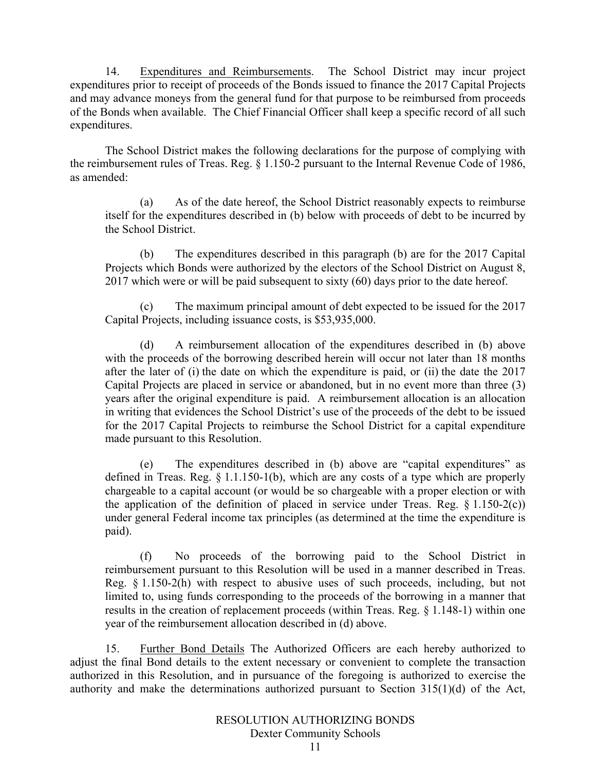14. Expenditures and Reimbursements. The School District may incur project expenditures prior to receipt of proceeds of the Bonds issued to finance the 2017 Capital Projects and may advance moneys from the general fund for that purpose to be reimbursed from proceeds of the Bonds when available. The Chief Financial Officer shall keep a specific record of all such expenditures.

The School District makes the following declarations for the purpose of complying with the reimbursement rules of Treas. Reg. § 1.150-2 pursuant to the Internal Revenue Code of 1986, as amended:

(a) As of the date hereof, the School District reasonably expects to reimburse itself for the expenditures described in (b) below with proceeds of debt to be incurred by the School District.

(b) The expenditures described in this paragraph (b) are for the 2017 Capital Projects which Bonds were authorized by the electors of the School District on August 8, 2017 which were or will be paid subsequent to sixty (60) days prior to the date hereof.

(c) The maximum principal amount of debt expected to be issued for the 2017 Capital Projects, including issuance costs, is $53,935,000.

(d) A reimbursement allocation of the expenditures described in (b) above with the proceeds of the borrowing described herein will occur not later than 18 months after the later of (i) the date on which the expenditure is paid, or (ii) the date the 2017 Capital Projects are placed in service or abandoned, but in no event more than three (3) years after the original expenditure is paid. A reimbursement allocation is an allocation in writing that evidences the School District's use of the proceeds of the debt to be issued for the 2017 Capital Projects to reimburse the School District for a capital expenditure made pursuant to this Resolution.

(e) The expenditures described in (b) above are "capital expenditures" as defined in Treas. Reg. § 1.1.150-1(b), which are any costs of a type which are properly chargeable to a capital account (or would be so chargeable with a proper election or with the application of the definition of placed in service under Treas. Reg. § 1.150-2(c)) under general Federal income tax principles (as determined at the time the expenditure is paid).

(f) No proceeds of the borrowing paid to the School District in reimbursement pursuant to this Resolution will be used in a manner described in Treas. Reg. § 1.150-2(h) with respect to abusive uses of such proceeds, including, but not limited to, using funds corresponding to the proceeds of the borrowing in a manner that results in the creation of replacement proceeds (within Treas. Reg. § 1.148-1) within one year of the reimbursement allocation described in (d) above.

15. Further Bond Details The Authorized Officers are each hereby authorized to adjust the final Bond details to the extent necessary or convenient to complete the transaction authorized in this Resolution, and in pursuance of the foregoing is authorized to exercise the authority and make the determinations authorized pursuant to Section 315(1)(d) of the Act,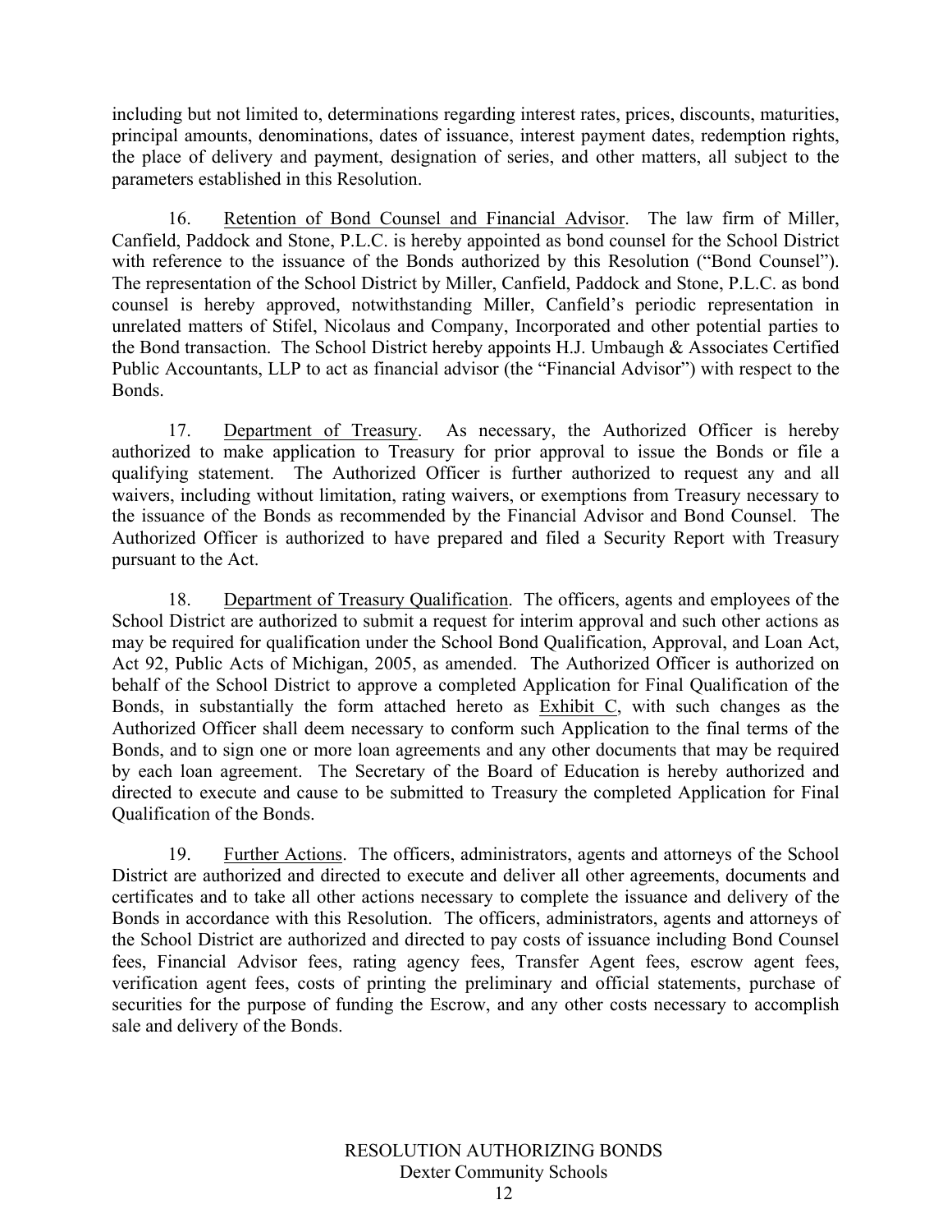including but not limited to, determinations regarding interest rates, prices, discounts, maturities, principal amounts, denominations, dates of issuance, interest payment dates, redemption rights, the place of delivery and payment, designation of series, and other matters, all subject to the parameters established in this Resolution.

16. Retention of Bond Counsel and Financial Advisor. The law firm of Miller, Canfield, Paddock and Stone, P.L.C. is hereby appointed as bond counsel for the School District with reference to the issuance of the Bonds authorized by this Resolution ("Bond Counsel"). The representation of the School District by Miller, Canfield, Paddock and Stone, P.L.C. as bond counsel is hereby approved, notwithstanding Miller, Canfield's periodic representation in unrelated matters of Stifel, Nicolaus and Company, Incorporated and other potential parties to the Bond transaction. The School District hereby appoints H.J. Umbaugh & Associates Certified Public Accountants, LLP to act as financial advisor (the "Financial Advisor") with respect to the Bonds.

17. Department of Treasury. As necessary, the Authorized Officer is hereby authorized to make application to Treasury for prior approval to issue the Bonds or file a qualifying statement. The Authorized Officer is further authorized to request any and all waivers, including without limitation, rating waivers, or exemptions from Treasury necessary to the issuance of the Bonds as recommended by the Financial Advisor and Bond Counsel. The Authorized Officer is authorized to have prepared and filed a Security Report with Treasury pursuant to the Act.

18. Department of Treasury Qualification. The officers, agents and employees of the School District are authorized to submit a request for interim approval and such other actions as may be required for qualification under the School Bond Qualification, Approval, and Loan Act, Act 92, Public Acts of Michigan, 2005, as amended. The Authorized Officer is authorized on behalf of the School District to approve a completed Application for Final Qualification of the Bonds, in substantially the form attached hereto as Exhibit C, with such changes as the Authorized Officer shall deem necessary to conform such Application to the final terms of the Bonds, and to sign one or more loan agreements and any other documents that may be required by each loan agreement. The Secretary of the Board of Education is hereby authorized and directed to execute and cause to be submitted to Treasury the completed Application for Final Qualification of the Bonds.

19. Further Actions. The officers, administrators, agents and attorneys of the School District are authorized and directed to execute and deliver all other agreements, documents and certificates and to take all other actions necessary to complete the issuance and delivery of the Bonds in accordance with this Resolution. The officers, administrators, agents and attorneys of the School District are authorized and directed to pay costs of issuance including Bond Counsel fees, Financial Advisor fees, rating agency fees, Transfer Agent fees, escrow agent fees, verification agent fees, costs of printing the preliminary and official statements, purchase of securities for the purpose of funding the Escrow, and any other costs necessary to accomplish sale and delivery of the Bonds.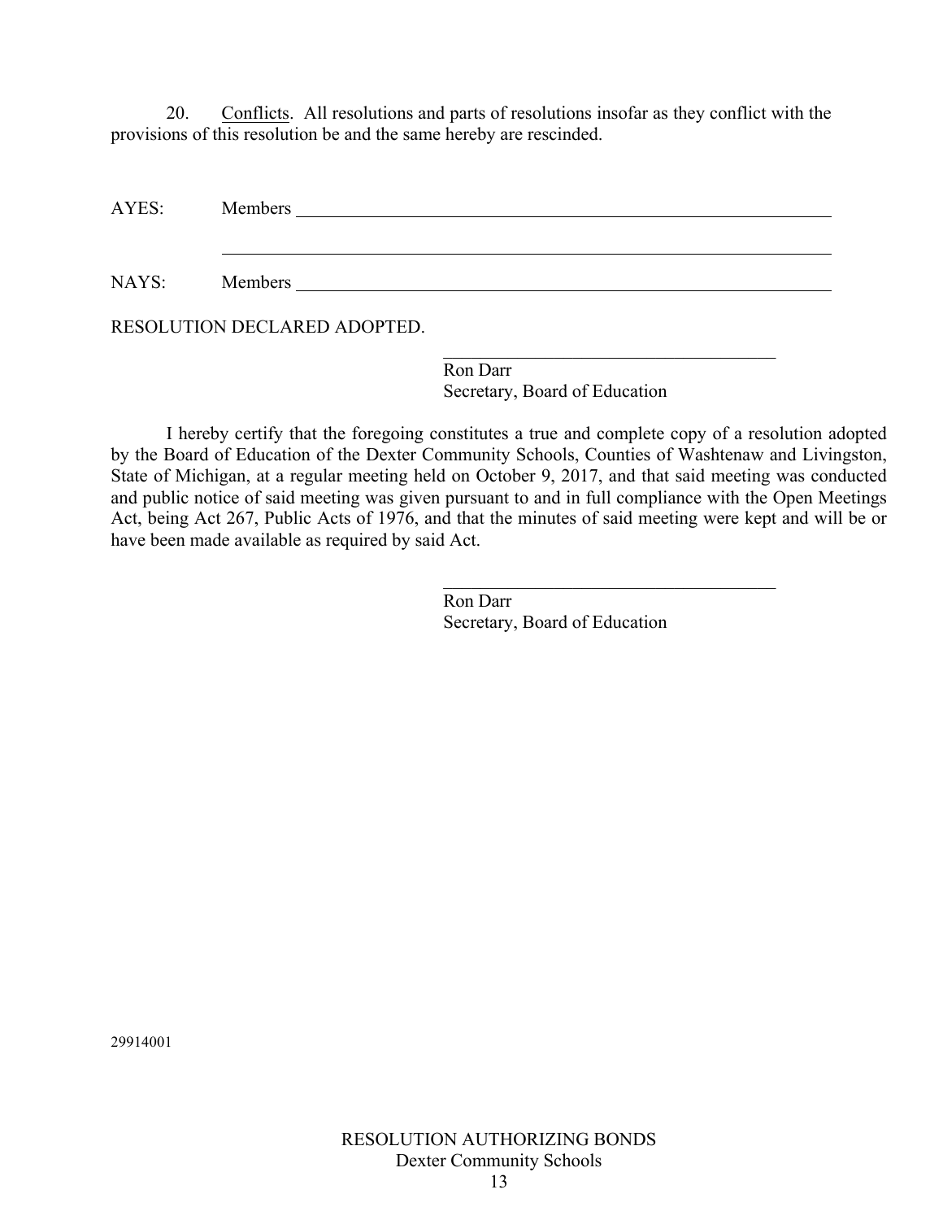20. Conflicts. All resolutions and parts of resolutions insofar as they conflict with the provisions of this resolution be and the same hereby are rescinded.

AYES: Members \_\_\_\_\_\_\_\_\_\_\_\_\_\_\_\_\_\_\_\_\_\_\_\_\_\_\_\_\_\_\_\_\_\_\_\_\_\_\_\_\_\_\_\_

\_\_\_\_\_\_\_\_\_\_\_\_\_\_\_\_\_\_\_\_\_\_\_\_\_\_\_\_\_\_\_\_\_\_\_\_\_\_\_\_\_\_\_\_\_\_\_\_\_\_\_\_

NAYS: Members \_\_\_\_\_\_\_\_\_\_\_\_\_\_\_\_\_\_\_\_\_\_\_\_\_\_\_\_\_\_\_\_\_\_\_\_\_\_\_\_\_\_\_\_

RESOLUTION DECLARED ADOPTED.

\_\_\_\_\_\_\_\_\_\_\_\_\_\_\_\_\_\_\_\_\_\_\_\_\_\_\_\_\_\_\_\_\_\_\_\_
Ron Darr
Secretary, Board of Education

I hereby certify that the foregoing constitutes a true and complete copy of a resolution adopted by the Board of Education of the Dexter Community Schools, Counties of Washtenaw and Livingston, State of Michigan, at a regular meeting held on October 9, 2017, and that said meeting was conducted and public notice of said meeting was given pursuant to and in full compliance with the Open Meetings Act, being Act 267, Public Acts of 1976, and that the minutes of said meeting were kept and will be or have been made available as required by said Act.

\_\_\_\_\_\_\_\_\_\_\_\_\_\_\_\_\_\_\_\_\_\_\_\_\_\_\_\_\_\_\_\_\_\_\_\_
Ron Darr
Secretary, Board of Education

29914001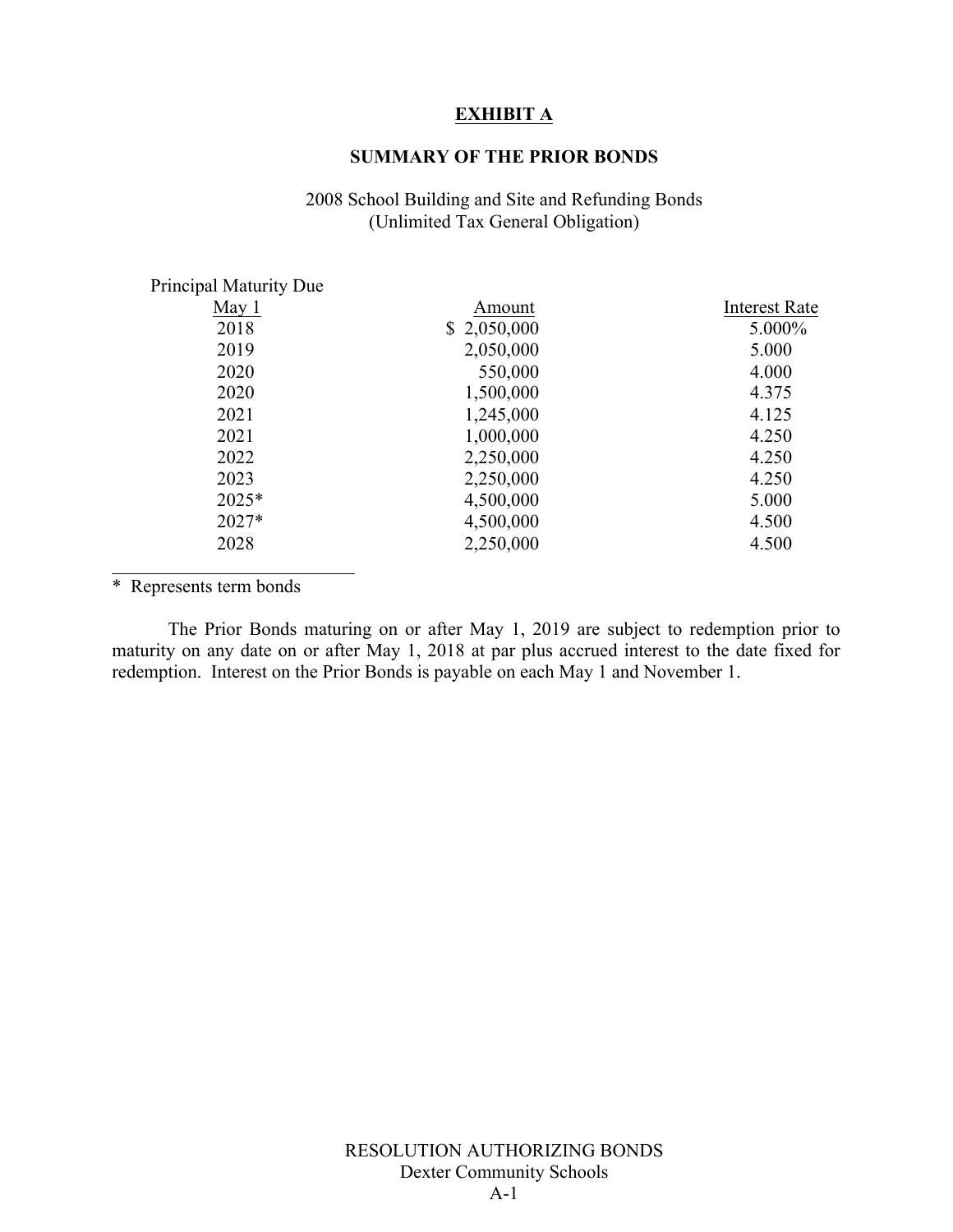# EXHIBIT A

## SUMMARY OF THE PRIOR BONDS

2008 School Building and Site and Refunding Bonds
(Unlimited Tax General Obligation)

| Principal Maturity Due May 1 | Amount | Interest Rate |
|---|---|---|
| 2018 | $ 2,050,000 | 5.000% |
| 2019 | 2,050,000 | 5.000 |
| 2020 | 550,000 | 4.000 |
| 2020 | 1,500,000 | 4.375 |
| 2021 | 1,245,000 | 4.125 |
| 2021 | 1,000,000 | 4.250 |
| 2022 | 2,250,000 | 4.250 |
| 2023 | 2,250,000 | 4.250 |
| 2025* | 4,500,000 | 5.000 |
| 2027* | 4,500,000 | 4.500 |
| 2028 | 2,250,000 | 4.500 |

\* Represents term bonds

The Prior Bonds maturing on or after May 1, 2019 are subject to redemption prior to maturity on any date on or after May 1, 2018 at par plus accrued interest to the date fixed for redemption. Interest on the Prior Bonds is payable on each May 1 and November 1.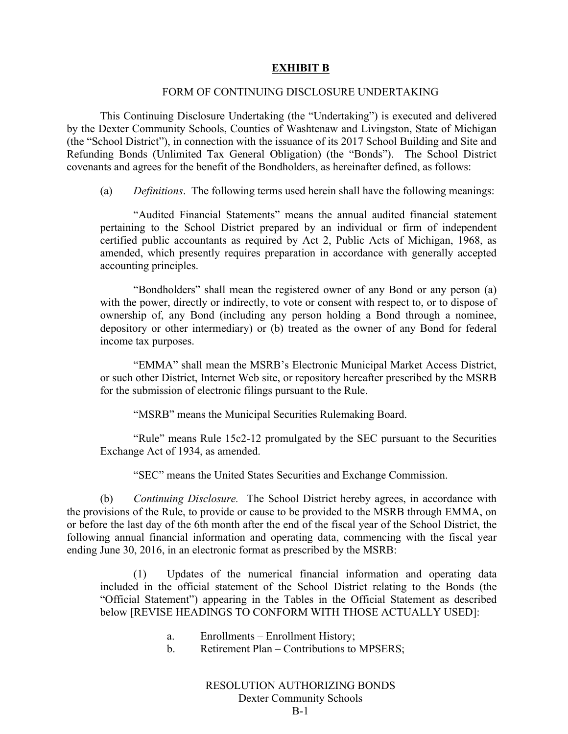# EXHIBIT B

FORM OF CONTINUING DISCLOSURE UNDERTAKING

This Continuing Disclosure Undertaking (the "Undertaking") is executed and delivered by the Dexter Community Schools, Counties of Washtenaw and Livingston, State of Michigan (the "School District"), in connection with the issuance of its 2017 School Building and Site and Refunding Bonds (Unlimited Tax General Obligation) (the "Bonds"). The School District covenants and agrees for the benefit of the Bondholders, as hereinafter defined, as follows:

(a) *Definitions*. The following terms used herein shall have the following meanings:

"Audited Financial Statements" means the annual audited financial statement pertaining to the School District prepared by an individual or firm of independent certified public accountants as required by Act 2, Public Acts of Michigan, 1968, as amended, which presently requires preparation in accordance with generally accepted accounting principles.

"Bondholders" shall mean the registered owner of any Bond or any person (a) with the power, directly or indirectly, to vote or consent with respect to, or to dispose of ownership of, any Bond (including any person holding a Bond through a nominee, depository or other intermediary) or (b) treated as the owner of any Bond for federal income tax purposes.

"EMMA" shall mean the MSRB's Electronic Municipal Market Access District, or such other District, Internet Web site, or repository hereafter prescribed by the MSRB for the submission of electronic filings pursuant to the Rule.

"MSRB" means the Municipal Securities Rulemaking Board.

"Rule" means Rule 15c2-12 promulgated by the SEC pursuant to the Securities Exchange Act of 1934, as amended.

"SEC" means the United States Securities and Exchange Commission.

(b) *Continuing Disclosure.* The School District hereby agrees, in accordance with the provisions of the Rule, to provide or cause to be provided to the MSRB through EMMA, on or before the last day of the 6th month after the end of the fiscal year of the School District, the following annual financial information and operating data, commencing with the fiscal year ending June 30, 2016, in an electronic format as prescribed by the MSRB:

(1) Updates of the numerical financial information and operating data included in the official statement of the School District relating to the Bonds (the "Official Statement") appearing in the Tables in the Official Statement as described below [REVISE HEADINGS TO CONFORM WITH THOSE ACTUALLY USED]:

a. Enrollments – Enrollment History;
b. Retirement Plan – Contributions to MPSERS;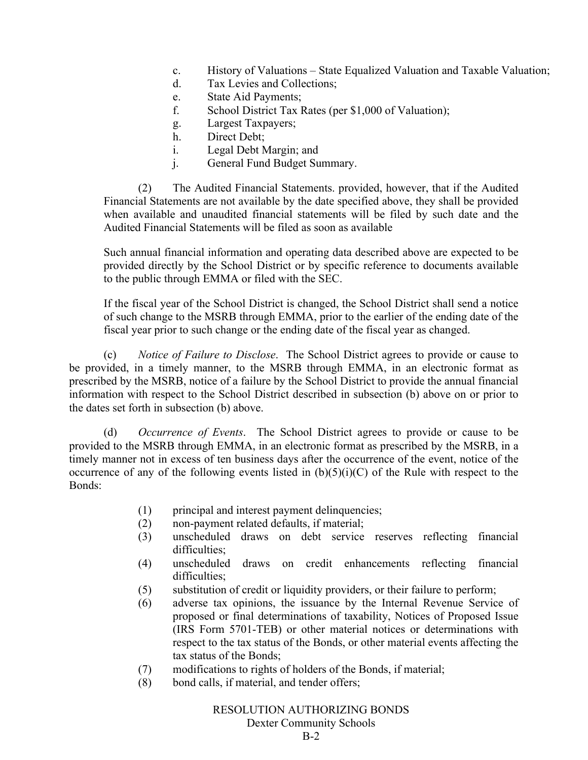c. History of Valuations – State Equalized Valuation and Taxable Valuation;
d. Tax Levies and Collections;
e. State Aid Payments;
f. School District Tax Rates (per $1,000 of Valuation);
g. Largest Taxpayers;
h. Direct Debt;
i. Legal Debt Margin; and
j. General Fund Budget Summary.

(2) The Audited Financial Statements. provided, however, that if the Audited Financial Statements are not available by the date specified above, they shall be provided when available and unaudited financial statements will be filed by such date and the Audited Financial Statements will be filed as soon as available

Such annual financial information and operating data described above are expected to be provided directly by the School District or by specific reference to documents available to the public through EMMA or filed with the SEC.

If the fiscal year of the School District is changed, the School District shall send a notice of such change to the MSRB through EMMA, prior to the earlier of the ending date of the fiscal year prior to such change or the ending date of the fiscal year as changed.

(c) *Notice of Failure to Disclose*. The School District agrees to provide or cause to be provided, in a timely manner, to the MSRB through EMMA, in an electronic format as prescribed by the MSRB, notice of a failure by the School District to provide the annual financial information with respect to the School District described in subsection (b) above on or prior to the dates set forth in subsection (b) above.

(d) *Occurrence of Events*. The School District agrees to provide or cause to be provided to the MSRB through EMMA, in an electronic format as prescribed by the MSRB, in a timely manner not in excess of ten business days after the occurrence of the event, notice of the occurrence of any of the following events listed in (b)(5)(i)(C) of the Rule with respect to the Bonds:

(1) principal and interest payment delinquencies;
(2) non-payment related defaults, if material;
(3) unscheduled draws on debt service reserves reflecting financial difficulties;
(4) unscheduled draws on credit enhancements reflecting financial difficulties;
(5) substitution of credit or liquidity providers, or their failure to perform;
(6) adverse tax opinions, the issuance by the Internal Revenue Service of proposed or final determinations of taxability, Notices of Proposed Issue (IRS Form 5701-TEB) or other material notices or determinations with respect to the tax status of the Bonds, or other material events affecting the tax status of the Bonds;
(7) modifications to rights of holders of the Bonds, if material;
(8) bond calls, if material, and tender offers;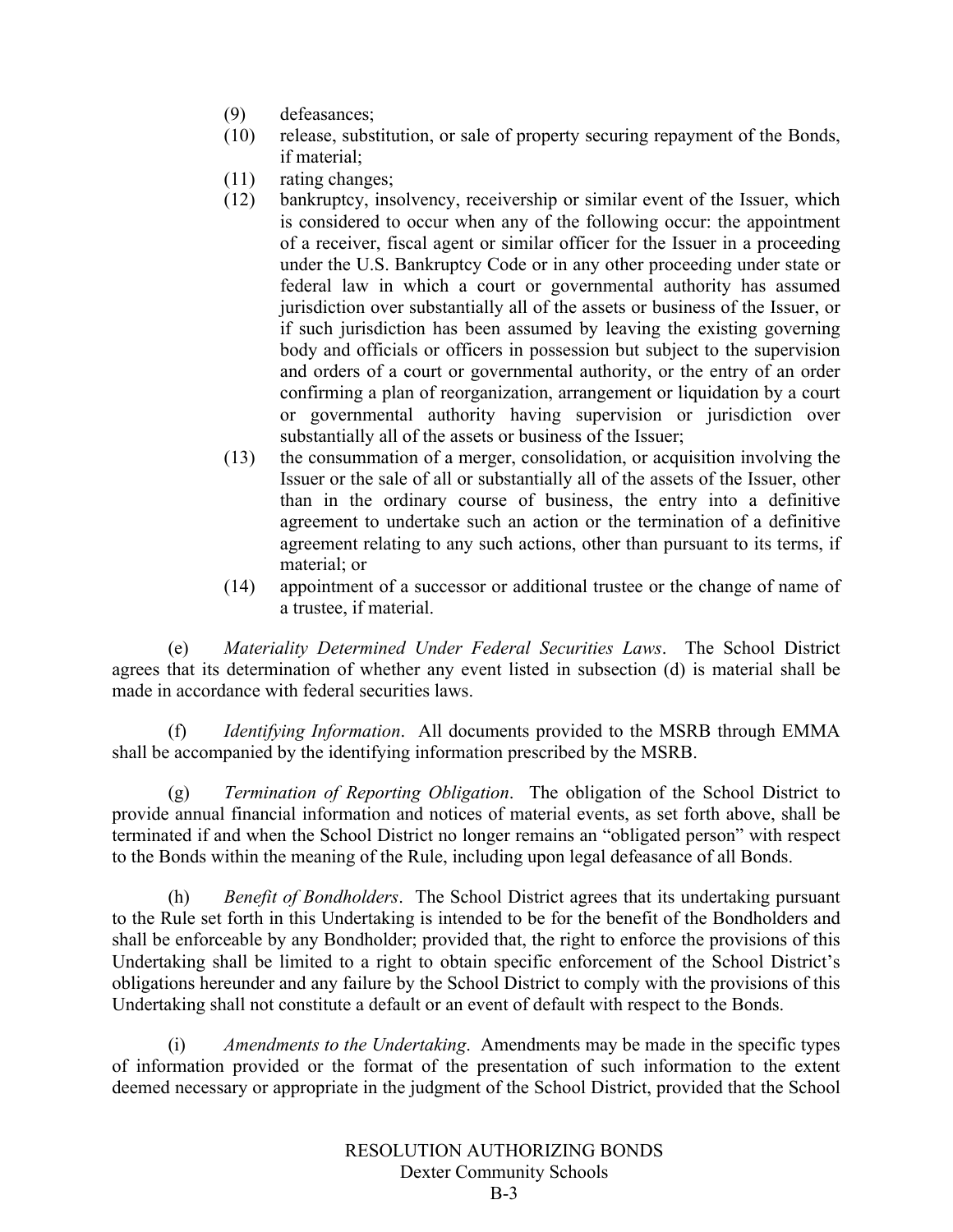(9) defeasances;

(10) release, substitution, or sale of property securing repayment of the Bonds, if material;

(11) rating changes;

(12) bankruptcy, insolvency, receivership or similar event of the Issuer, which is considered to occur when any of the following occur: the appointment of a receiver, fiscal agent or similar officer for the Issuer in a proceeding under the U.S. Bankruptcy Code or in any other proceeding under state or federal law in which a court or governmental authority has assumed jurisdiction over substantially all of the assets or business of the Issuer, or if such jurisdiction has been assumed by leaving the existing governing body and officials or officers in possession but subject to the supervision and orders of a court or governmental authority, or the entry of an order confirming a plan of reorganization, arrangement or liquidation by a court or governmental authority having supervision or jurisdiction over substantially all of the assets or business of the Issuer;

(13) the consummation of a merger, consolidation, or acquisition involving the Issuer or the sale of all or substantially all of the assets of the Issuer, other than in the ordinary course of business, the entry into a definitive agreement to undertake such an action or the termination of a definitive agreement relating to any such actions, other than pursuant to its terms, if material; or

(14) appointment of a successor or additional trustee or the change of name of a trustee, if material.

(e) *Materiality Determined Under Federal Securities Laws*. The School District agrees that its determination of whether any event listed in subsection (d) is material shall be made in accordance with federal securities laws.

(f) *Identifying Information*. All documents provided to the MSRB through EMMA shall be accompanied by the identifying information prescribed by the MSRB.

(g) *Termination of Reporting Obligation*. The obligation of the School District to provide annual financial information and notices of material events, as set forth above, shall be terminated if and when the School District no longer remains an "obligated person" with respect to the Bonds within the meaning of the Rule, including upon legal defeasance of all Bonds.

(h) *Benefit of Bondholders*. The School District agrees that its undertaking pursuant to the Rule set forth in this Undertaking is intended to be for the benefit of the Bondholders and shall be enforceable by any Bondholder; provided that, the right to enforce the provisions of this Undertaking shall be limited to a right to obtain specific enforcement of the School District's obligations hereunder and any failure by the School District to comply with the provisions of this Undertaking shall not constitute a default or an event of default with respect to the Bonds.

(i) *Amendments to the Undertaking*. Amendments may be made in the specific types of information provided or the format of the presentation of such information to the extent deemed necessary or appropriate in the judgment of the School District, provided that the School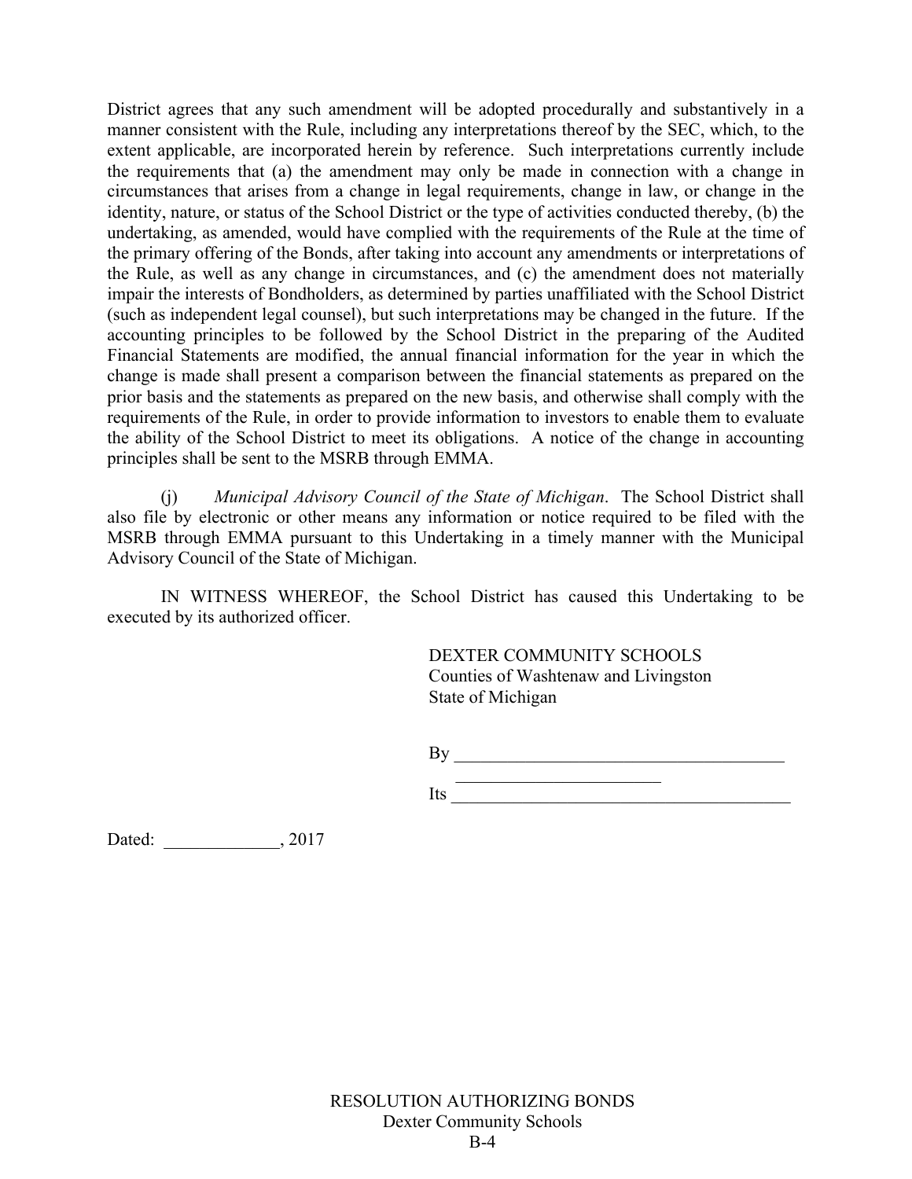District agrees that any such amendment will be adopted procedurally and substantively in a manner consistent with the Rule, including any interpretations thereof by the SEC, which, to the extent applicable, are incorporated herein by reference. Such interpretations currently include the requirements that (a) the amendment may only be made in connection with a change in circumstances that arises from a change in legal requirements, change in law, or change in the identity, nature, or status of the School District or the type of activities conducted thereby, (b) the undertaking, as amended, would have complied with the requirements of the Rule at the time of the primary offering of the Bonds, after taking into account any amendments or interpretations of the Rule, as well as any change in circumstances, and (c) the amendment does not materially impair the interests of Bondholders, as determined by parties unaffiliated with the School District (such as independent legal counsel), but such interpretations may be changed in the future. If the accounting principles to be followed by the School District in the preparing of the Audited Financial Statements are modified, the annual financial information for the year in which the change is made shall present a comparison between the financial statements as prepared on the prior basis and the statements as prepared on the new basis, and otherwise shall comply with the requirements of the Rule, in order to provide information to investors to enable them to evaluate the ability of the School District to meet its obligations. A notice of the change in accounting principles shall be sent to the MSRB through EMMA.

(j) *Municipal Advisory Council of the State of Michigan*. The School District shall also file by electronic or other means any information or notice required to be filed with the MSRB through EMMA pursuant to this Undertaking in a timely manner with the Municipal Advisory Council of the State of Michigan.

IN WITNESS WHEREOF, the School District has caused this Undertaking to be executed by its authorized officer.

DEXTER COMMUNITY SCHOOLS
Counties of Washtenaw and Livingston
State of Michigan

By ______________________________________

Its ______________________________________

Dated: _____________, 2017

RESOLUTION AUTHORIZING BONDS
Dexter Community Schools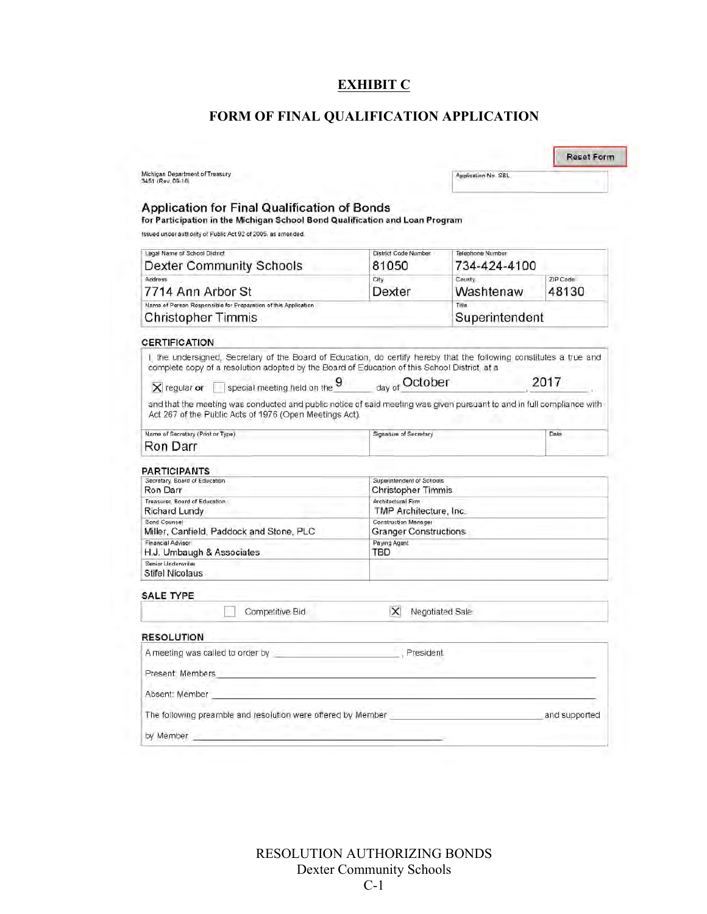# EXHIBIT C

## FORM OF FINAL QUALIFICATION APPLICATION

Reset Form

Michigan Department of Treasury
3451 (Rev. 09-16)

Application No. SBL

### Application for Final Qualification of Bonds

**for Participation in the Michigan School Bond Qualification and Loan Program**

Issued under authority of Public Act 92 of 2005, as amended.

| Legal Name of School District | District Code Number | Telephone Number | |
|---|---|---|---|
| Dexter Community Schools | 81050 | 734-424-4100 | |
| **Address** | **City** | **County** | **ZIP Code** |
| 7714 Ann Arbor St | Dexter | Washtenaw | 48130 |
| **Name of Person Responsible for Preparation of this Application** | | **Title** | |
| Christopher Timmis | | Superintendent | |

### CERTIFICATION

I, the undersigned, Secretary of the Board of Education, do certify hereby that the following constitutes a true and complete copy of a resolution adopted by the Board of Education of this School District, at a

☒ regular **or** ☐ special meeting held on the 9 day of October 2017.

and that the meeting was conducted and public notice of said meeting was given pursuant to and in full compliance with Act 267 of the Public Acts of 1976 (Open Meetings Act).

| Name of Secretary (Print or Type) | Signature of Secretary | Date |
|---|---|---|
| Ron Darr | | |

### PARTICIPANTS

| Secretary, Board of Education | Superintendent of Schools |
|---|---|
| Ron Darr | Christopher Timmis |
| **Treasurer, Board of Education** | **Architectural Firm** |
| Richard Lundy | TMP Architecture, Inc. |
| **Bond Counsel** | **Construction Manager** |
| Miller, Canfield, Paddock and Stone, PLC | Granger Constructions |
| **Financial Advisor** | **Paying Agent** |
| H.J. Umbaugh & Associates | TBD |
| **Senior Underwriter** | |
| Stifel Nicolaus | |

### SALE TYPE

☐ Competitive Bid ☒ Negotiated Sale

### RESOLUTION

A meeting was called to order by ____________________, President.

Present: Members ____________________________________________

Absent: Member ____________________________________________

The following preamble and resolution were offered by Member ____________________ and supported by Member ____________________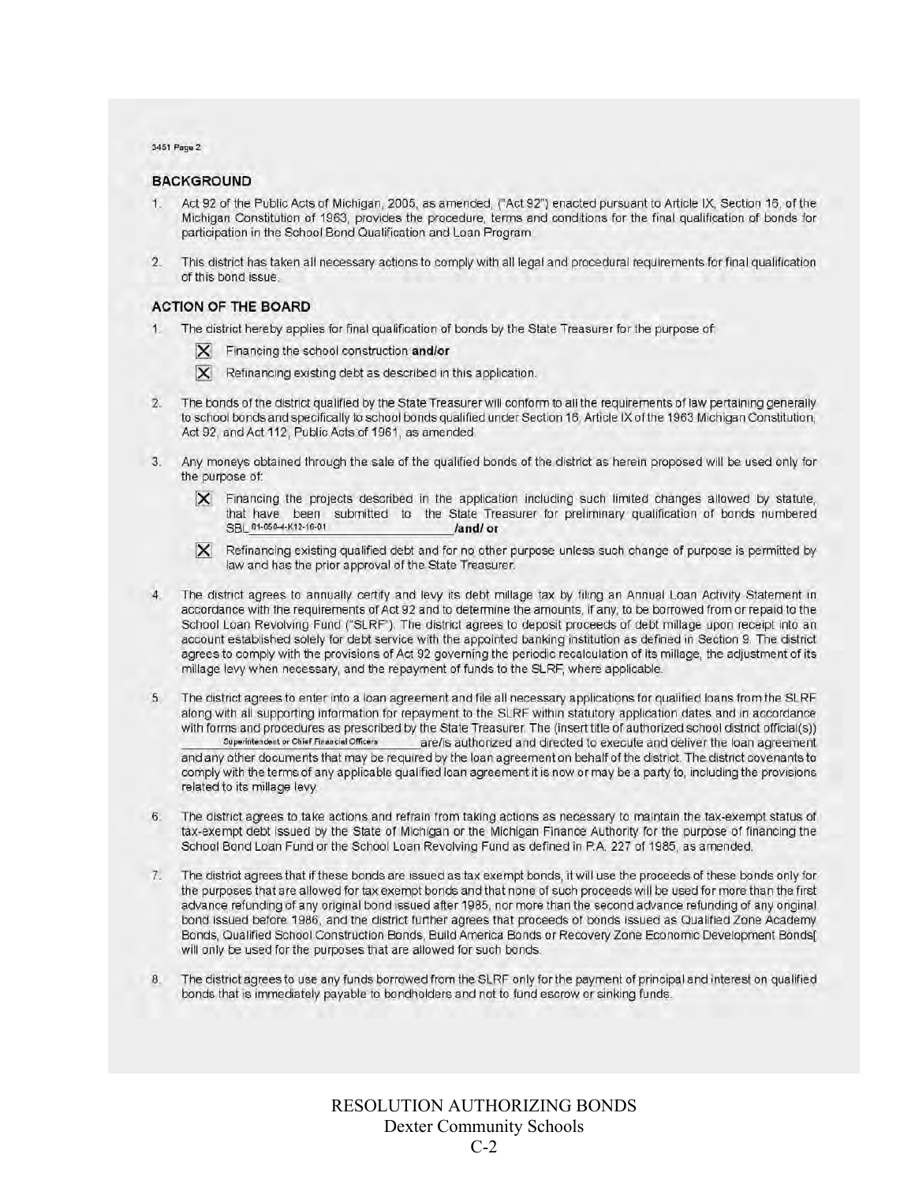3451 Page 2

## BACKGROUND

1. Act 92 of the Public Acts of Michigan, 2005, as amended, ("Act 92") enacted pursuant to Article IX, Section 16, of the Michigan Constitution of 1963, provides the procedure, terms and conditions for the final qualification of bonds for participation in the School Bond Qualification and Loan Program.

2. This district has taken all necessary actions to comply with all legal and procedural requirements for final qualification of this bond issue.

## ACTION OF THE BOARD

1. The district hereby applies for final qualification of bonds by the State Treasurer for the purpose of:

   ☒ Financing the school construction **and/or**

   ☒ Refinancing existing debt as described in this application.

2. The bonds of the district qualified by the State Treasurer will conform to all the requirements of law pertaining generally to school bonds and specifically to school bonds qualified under Section 16, Article IX of the 1963 Michigan Constitution, Act 92, and Act 112, Public Acts of 1961, as amended.

3. Any moneys obtained through the sale of the qualified bonds of the district as herein proposed will be used only for the purpose of:

   ☒ Financing the projects described in the application including such limited changes allowed by statute, that have been submitted to the State Treasurer for preliminary qualification of bonds numbered SBL 81-050-4-K12-16-01 **/and/ or**

   ☒ Refinancing existing qualified debt and for no other purpose unless such change of purpose is permitted by law and has the prior approval of the State Treasurer.

4. The district agrees to annually certify and levy its debt millage tax by filing an Annual Loan Activity Statement in accordance with the requirements of Act 92 and to determine the amounts, if any, to be borrowed from or repaid to the School Loan Revolving Fund ("SLRF"). The district agrees to deposit proceeds of debt millage upon receipt into an account established solely for debt service with the appointed banking institution as defined in Section 9. The district agrees to comply with the provisions of Act 92 governing the periodic recalculation of its millage, the adjustment of its millage levy when necessary, and the repayment of funds to the SLRF, where applicable.

5. The district agrees to enter into a loan agreement and file all necessary applications for qualified loans from the SLRF along with all supporting information for repayment to the SLRF within statutory application dates and in accordance with forms and procedures as prescribed by the State Treasurer. The (insert title of authorized school district official(s)) Superintendent or Chief Financial Officers are/is authorized and directed to execute and deliver the loan agreement and any other documents that may be required by the loan agreement on behalf of the district. The district covenants to comply with the terms of any applicable qualified loan agreement it is now or may be a party to, including the provisions related to its millage levy.

6. The district agrees to take actions and refrain from taking actions as necessary to maintain the tax-exempt status of tax-exempt debt issued by the State of Michigan or the Michigan Finance Authority for the purpose of financing the School Bond Loan Fund or the School Loan Revolving Fund as defined in P.A. 227 of 1985, as amended.

7. The district agrees that if these bonds are issued as tax exempt bonds, it will use the proceeds of these bonds only for the purposes that are allowed for tax exempt bonds and that none of such proceeds will be used for more than the first advance refunding of any original bond issued after 1985, nor more than the second advance refunding of any original bond issued before 1986, and the district further agrees that proceeds of bonds issued as Qualified Zone Academy Bonds, Qualified School Construction Bonds, Build America Bonds or Recovery Zone Economic Development Bonds[ will only be used for the purposes that are allowed for such bonds.

8. The district agrees to use any funds borrowed from the SLRF only for the payment of principal and interest on qualified bonds that is immediately payable to bondholders and not to fund escrow or sinking funds.

RESOLUTION AUTHORIZING BONDS
Dexter Community Schools
C-2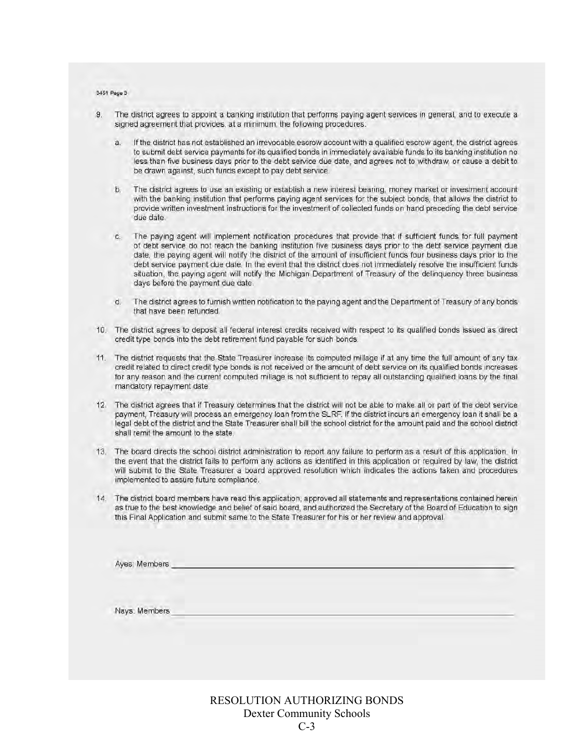3451 Page 3

9. The district agrees to appoint a banking institution that performs paying agent services in general, and to execute a signed agreement that provides, at a minimum, the following procedures:

   a. If the district has not established an irrevocable escrow account with a qualified escrow agent, the district agrees to submit debt service payments for its qualified bonds in immediately available funds to its banking institution no less than five business days prior to the debt service due date, and agrees not to withdraw, or cause a debit to be drawn against, such funds except to pay debt service.

   b. The district agrees to use an existing or establish a new interest bearing, money market or investment account with the banking institution that performs paying agent services for the subject bonds, that allows the district to provide written investment instructions for the investment of collected funds on hand preceding the debt service due date.

   c. The paying agent will implement notification procedures that provide that if sufficient funds for full payment of debt service do not reach the banking institution five business days prior to the debt service payment due date, the paying agent will notify the district of the amount of insufficient funds four business days prior to the debt service payment due date. In the event that the district does not immediately resolve the insufficient funds situation, the paying agent will notify the Michigan Department of Treasury of the delinquency three business days before the payment due date.

   d. The district agrees to furnish written notification to the paying agent and the Department of Treasury of any bonds that have been refunded.

10. The district agrees to deposit all federal interest credits received with respect to its qualified bonds issued as direct credit type bonds into the debt retirement fund payable for such bonds.

11. The district requests that the State Treasurer increase its computed millage if at any time the full amount of any tax credit related to direct credit type bonds is not received or the amount of debt service on its qualified bonds increases for any reason and the current computed millage is not sufficient to repay all outstanding qualified loans by the final mandatory repayment date.

12. The district agrees that if Treasury determines that the district will not be able to make all or part of the debt service payment, Treasury will process an emergency loan from the SLRF. If the district incurs an emergency loan it shall be a legal debt of the district and the State Treasurer shall bill the school district for the amount paid and the school district shall remit the amount to the state.

13. The board directs the school district administration to report any failure to perform as a result of this application. In the event that the district fails to perform any actions as identified in this application or required by law, the district will submit to the State Treasurer a board approved resolution which indicates the actions taken and procedures implemented to assure future compliance.

14. The district board members have read this application, approved all statements and representations contained herein as true to the best knowledge and belief of said board, and authorized the Secretary of the Board of Education to sign this Final Application and submit same to the State Treasurer for his or her review and approval.

Ayes: Members ______________________________________________________________

Nays: Members ______________________________________________________________

RESOLUTION AUTHORIZING BONDS
Dexter Community Schools
C-3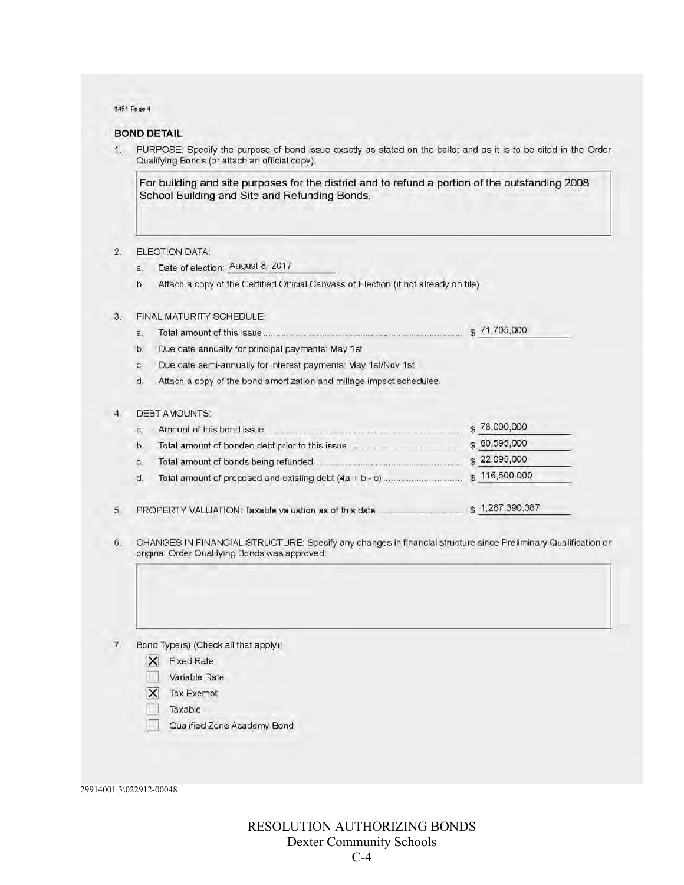3451 Page 4

## BOND DETAIL

1. PURPOSE: Specify the purpose of bond issue exactly as stated on the ballot and as it is to be cited in the Order Qualifying Bonds (or attach an official copy).

   For building and site purposes for the district and to refund a portion of the outstanding 2008 School Building and Site and Refunding Bonds.

2. ELECTION DATA:
   a. Date of election: August 8, 2017
   b. Attach a copy of the Certified Official Canvass of Election (if not already on file).

3. FINAL MATURITY SCHEDULE:
   a. Total amount of this issue .......... $ 71,705,000
   b. Due date annually for principal payments: May 1st
   c. Due date semi-annually for interest payments: May 1st/Nov 1st
   d. Attach a copy of the bond amortization and millage impact schedules.

4. DEBT AMOUNTS:
   a. Amount of this bond issue .......... $ 78,000,000
   b. Total amount of bonded debt prior to this issue .......... $ 60,595,000
   c. Total amount of bonds being refunded .......... $ 22,095,000
   d. Total amount of proposed and existing debt (4a + b - c) .......... $ 116,500,000

5. PROPERTY VALUATION: Taxable valuation as of this date .......... $ 1,267,390,387

6. CHANGES IN FINANCIAL STRUCTURE: Specify any changes in financial structure since Preliminary Qualification or original Order Qualifying Bonds was approved:

7. Bond Type(s) (Check all that apply):
   - [X] Fixed Rate
   - [ ] Variable Rate
   - [X] Tax Exempt
   - [ ] Taxable
   - [ ] Qualified Zone Academy Bond

29914001.3\022912-00048

RESOLUTION AUTHORIZING BONDS
Dexter Community Schools
C-4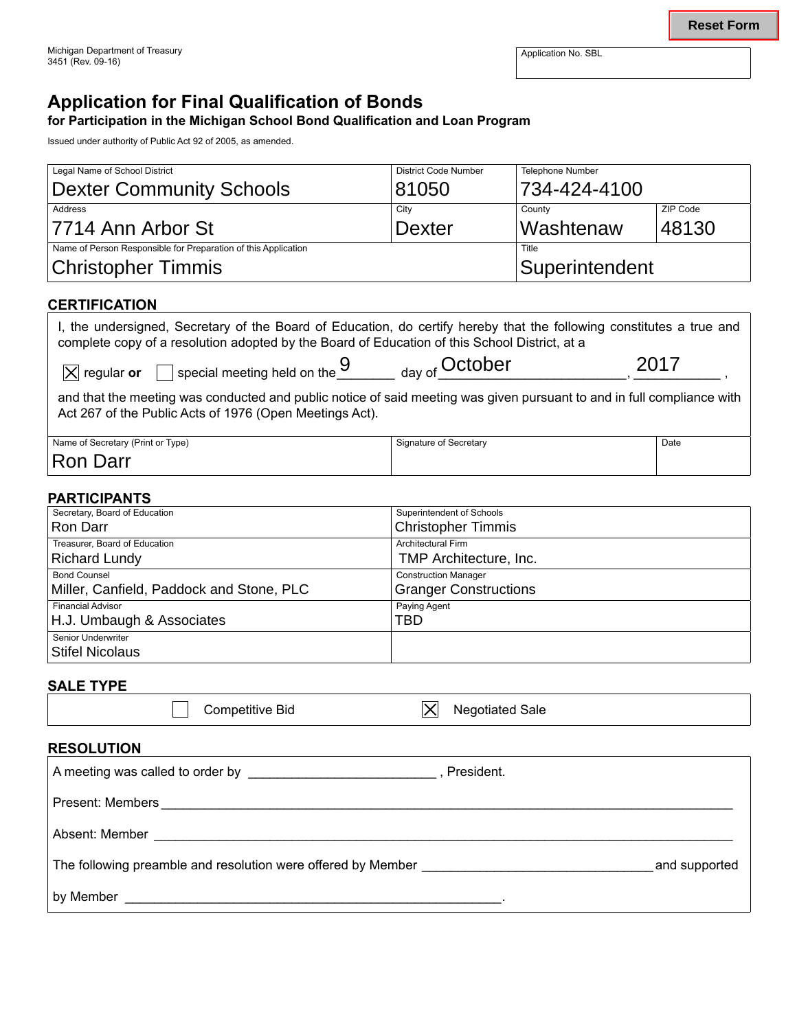Michigan Department of Treasury
3451 (Rev. 09-16)

Application No. SBL

# Application for Final Qualification of Bonds

**for Participation in the Michigan School Bond Qualification and Loan Program**

Issued under authority of Public Act 92 of 2005, as amended.

| Legal Name of School District | District Code Number | Telephone Number | |
|---|---|---|---|
| Dexter Community Schools | 81050 | 734-424-4100 | |
| **Address** | **City** | **County** | **ZIP Code** |
| 7714 Ann Arbor St | Dexter | Washtenaw | 48130 |
| **Name of Person Responsible for Preparation of this Application** | | **Title** | |
| Christopher Timmis | | Superintendent | |

## CERTIFICATION

I, the undersigned, Secretary of the Board of Education, do certify hereby that the following constitutes a true and complete copy of a resolution adopted by the Board of Education of this School District, at a

☒ regular **or** ☐ special meeting held on the 9 day of October, 2017,

and that the meeting was conducted and public notice of said meeting was given pursuant to and in full compliance with Act 267 of the Public Acts of 1976 (Open Meetings Act).

| Name of Secretary (Print or Type) | Signature of Secretary | Date |
|---|---|---|
| Ron Darr | | |

## PARTICIPANTS

| Secretary, Board of Education | Superintendent of Schools |
|---|---|
| Ron Darr | Christopher Timmis |
| **Treasurer, Board of Education** | **Architectural Firm** |
| Richard Lundy | TMP Architecture, Inc. |
| **Bond Counsel** | **Construction Manager** |
| Miller, Canfield, Paddock and Stone, PLC | Granger Constructions |
| **Financial Advisor** | **Paying Agent** |
| H.J. Umbaugh & Associates | TBD |
| **Senior Underwriter** | |
| Stifel Nicolaus | |

## SALE TYPE

☐ Competitive Bid ☒ Negotiated Sale

## RESOLUTION

A meeting was called to order by ___________________________ , President.

Present: Members ___________________________________________________________________________

Absent: Member _____________________________________________________________________________

The following preamble and resolution were offered by Member _______________________________ and supported

by Member __________________________________________________.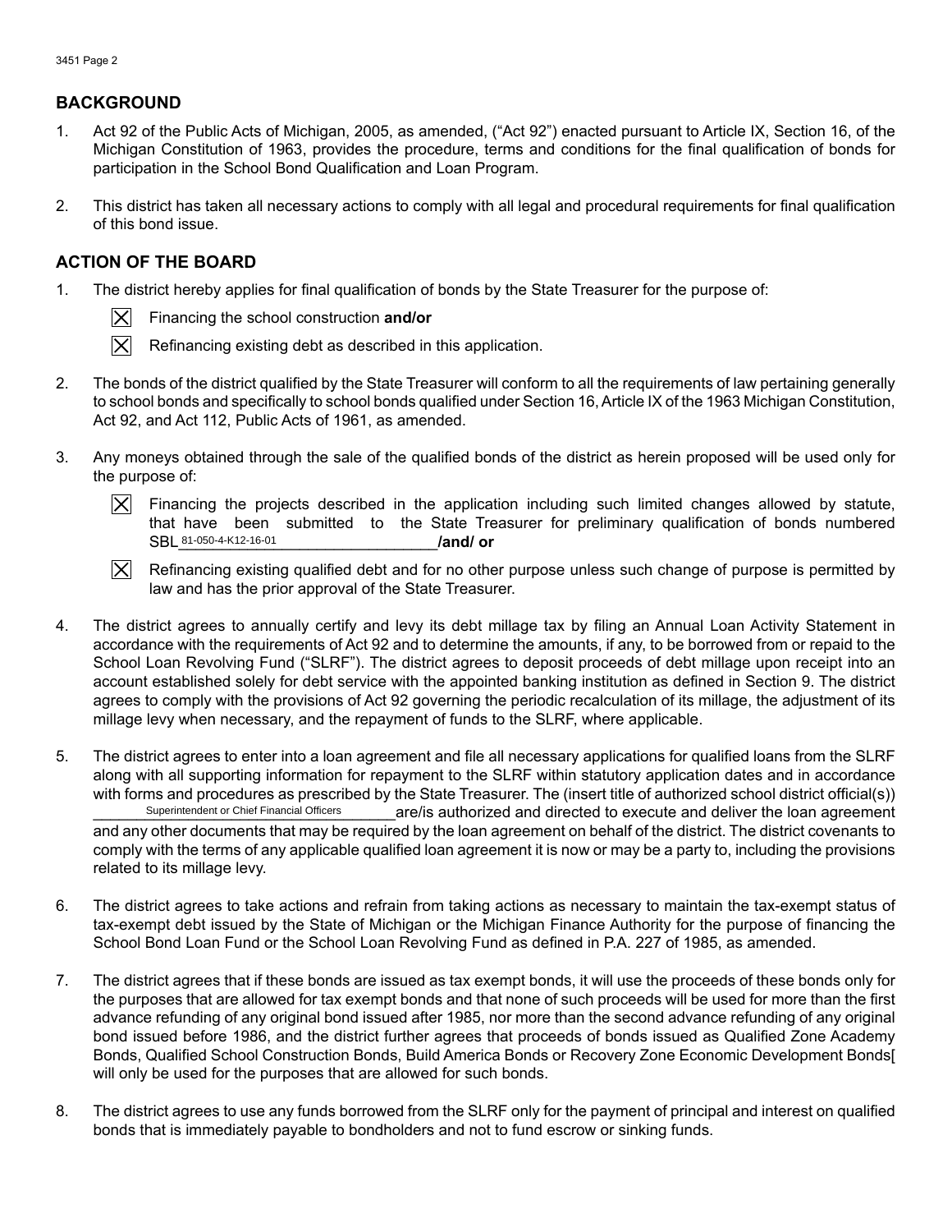## BACKGROUND

1. Act 92 of the Public Acts of Michigan, 2005, as amended, ("Act 92") enacted pursuant to Article IX, Section 16, of the Michigan Constitution of 1963, provides the procedure, terms and conditions for the final qualification of bonds for participation in the School Bond Qualification and Loan Program.

2. This district has taken all necessary actions to comply with all legal and procedural requirements for final qualification of this bond issue.

## ACTION OF THE BOARD

1. The district hereby applies for final qualification of bonds by the State Treasurer for the purpose of:

   ☒ Financing the school construction **and/or**

   ☒ Refinancing existing debt as described in this application.

2. The bonds of the district qualified by the State Treasurer will conform to all the requirements of law pertaining generally to school bonds and specifically to school bonds qualified under Section 16, Article IX of the 1963 Michigan Constitution, Act 92, and Act 112, Public Acts of 1961, as amended.

3. Any moneys obtained through the sale of the qualified bonds of the district as herein proposed will be used only for the purpose of:

   ☒ Financing the projects described in the application including such limited changes allowed by statute, that have been submitted to the State Treasurer for preliminary qualification of bonds numbered SBL 81-050-4-K12-16-01 **/and/ or**

   ☒ Refinancing existing qualified debt and for no other purpose unless such change of purpose is permitted by law and has the prior approval of the State Treasurer.

4. The district agrees to annually certify and levy its debt millage tax by filing an Annual Loan Activity Statement in accordance with the requirements of Act 92 and to determine the amounts, if any, to be borrowed from or repaid to the School Loan Revolving Fund ("SLRF"). The district agrees to deposit proceeds of debt millage upon receipt into an account established solely for debt service with the appointed banking institution as defined in Section 9. The district agrees to comply with the provisions of Act 92 governing the periodic recalculation of its millage, the adjustment of its millage levy when necessary, and the repayment of funds to the SLRF, where applicable.

5. The district agrees to enter into a loan agreement and file all necessary applications for qualified loans from the SLRF along with all supporting information for repayment to the SLRF within statutory application dates and in accordance with forms and procedures as prescribed by the State Treasurer. The (insert title of authorized school district official(s)) Superintendent or Chief Financial Officers are/is authorized and directed to execute and deliver the loan agreement and any other documents that may be required by the loan agreement on behalf of the district. The district covenants to comply with the terms of any applicable qualified loan agreement it is now or may be a party to, including the provisions related to its millage levy.

6. The district agrees to take actions and refrain from taking actions as necessary to maintain the tax-exempt status of tax-exempt debt issued by the State of Michigan or the Michigan Finance Authority for the purpose of financing the School Bond Loan Fund or the School Loan Revolving Fund as defined in P.A. 227 of 1985, as amended.

7. The district agrees that if these bonds are issued as tax exempt bonds, it will use the proceeds of these bonds only for the purposes that are allowed for tax exempt bonds and that none of such proceeds will be used for more than the first advance refunding of any original bond issued after 1985, nor more than the second advance refunding of any original bond issued before 1986, and the district further agrees that proceeds of bonds issued as Qualified Zone Academy Bonds, Qualified School Construction Bonds, Build America Bonds or Recovery Zone Economic Development Bonds[ will only be used for the purposes that are allowed for such bonds.

8. The district agrees to use any funds borrowed from the SLRF only for the payment of principal and interest on qualified bonds that is immediately payable to bondholders and not to fund escrow or sinking funds.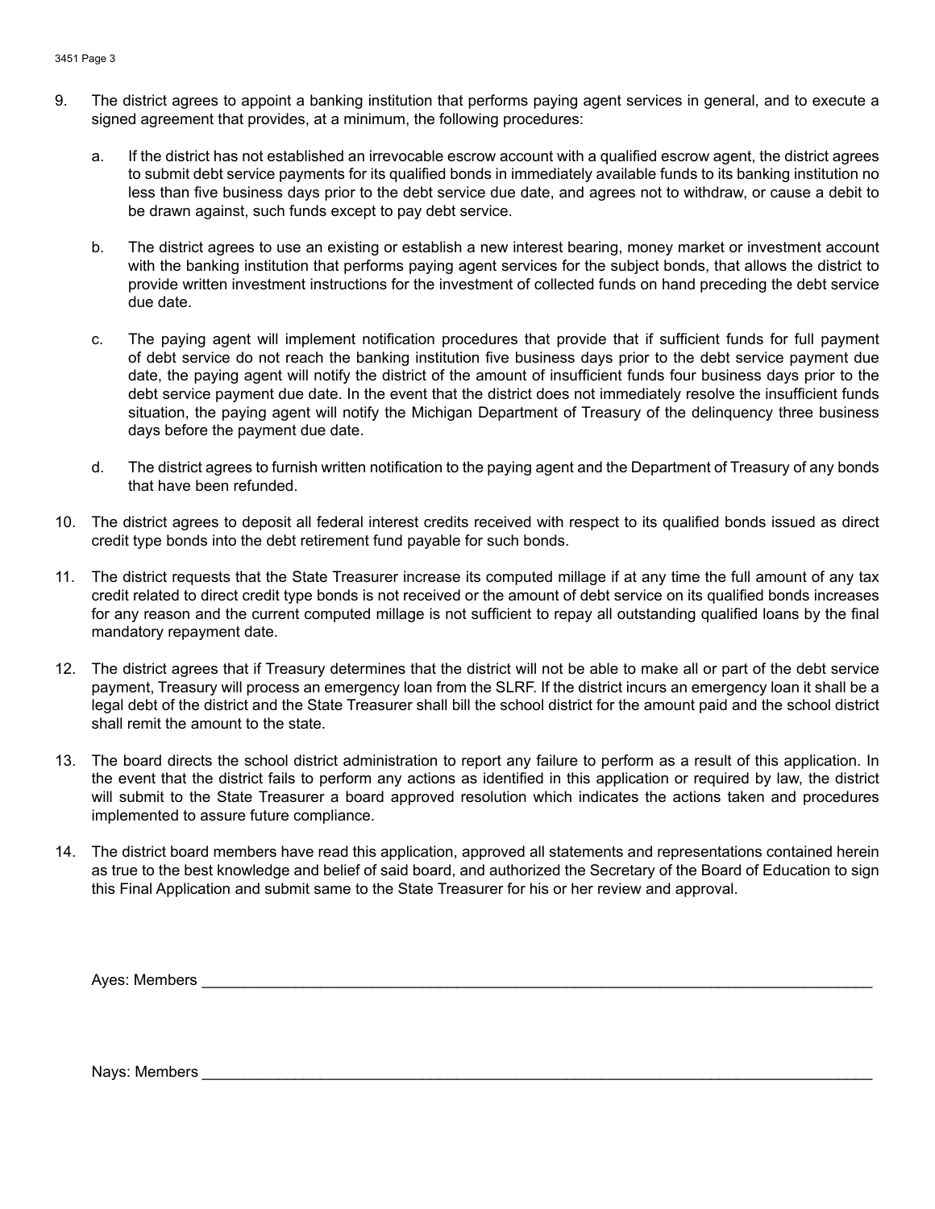9. The district agrees to appoint a banking institution that performs paying agent services in general, and to execute a signed agreement that provides, at a minimum, the following procedures:

   a. If the district has not established an irrevocable escrow account with a qualified escrow agent, the district agrees to submit debt service payments for its qualified bonds in immediately available funds to its banking institution no less than five business days prior to the debt service due date, and agrees not to withdraw, or cause a debit to be drawn against, such funds except to pay debt service.

   b. The district agrees to use an existing or establish a new interest bearing, money market or investment account with the banking institution that performs paying agent services for the subject bonds, that allows the district to provide written investment instructions for the investment of collected funds on hand preceding the debt service due date.

   c. The paying agent will implement notification procedures that provide that if sufficient funds for full payment of debt service do not reach the banking institution five business days prior to the debt service payment due date, the paying agent will notify the district of the amount of insufficient funds four business days prior to the debt service payment due date. In the event that the district does not immediately resolve the insufficient funds situation, the paying agent will notify the Michigan Department of Treasury of the delinquency three business days before the payment due date.

   d. The district agrees to furnish written notification to the paying agent and the Department of Treasury of any bonds that have been refunded.

10. The district agrees to deposit all federal interest credits received with respect to its qualified bonds issued as direct credit type bonds into the debt retirement fund payable for such bonds.

11. The district requests that the State Treasurer increase its computed millage if at any time the full amount of any tax credit related to direct credit type bonds is not received or the amount of debt service on its qualified bonds increases for any reason and the current computed millage is not sufficient to repay all outstanding qualified loans by the final mandatory repayment date.

12. The district agrees that if Treasury determines that the district will not be able to make all or part of the debt service payment, Treasury will process an emergency loan from the SLRF. If the district incurs an emergency loan it shall be a legal debt of the district and the State Treasurer shall bill the school district for the amount paid and the school district shall remit the amount to the state.

13. The board directs the school district administration to report any failure to perform as a result of this application. In the event that the district fails to perform any actions as identified in this application or required by law, the district will submit to the State Treasurer a board approved resolution which indicates the actions taken and procedures implemented to assure future compliance.

14. The district board members have read this application, approved all statements and representations contained herein as true to the best knowledge and belief of said board, and authorized the Secretary of the Board of Education to sign this Final Application and submit same to the State Treasurer for his or her review and approval.

Ayes: Members ______________________________________________________________________________

Nays: Members ______________________________________________________________________________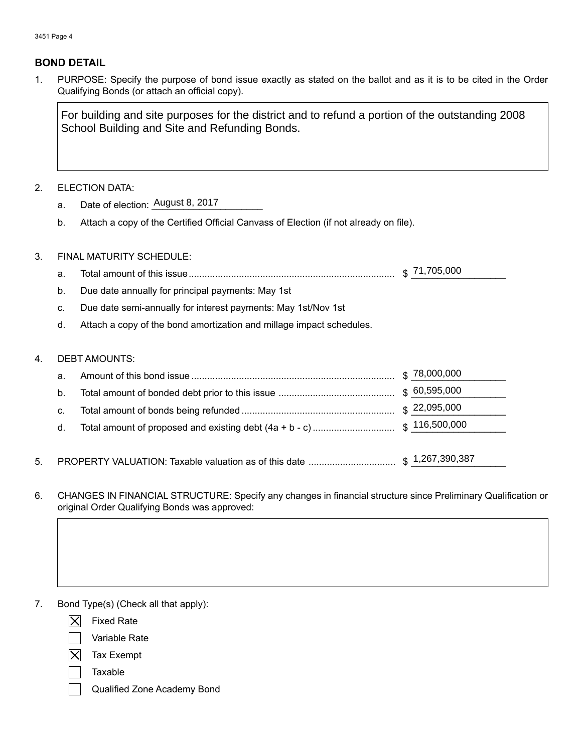## BOND DETAIL

1. PURPOSE: Specify the purpose of bond issue exactly as stated on the ballot and as it is to be cited in the Order Qualifying Bonds (or attach an official copy).

   For building and site purposes for the district and to refund a portion of the outstanding 2008 School Building and Site and Refunding Bonds.

2. ELECTION DATA:

   a. Date of election: August 8, 2017

   b. Attach a copy of the Certified Official Canvass of Election (if not already on file).

3. FINAL MATURITY SCHEDULE:

   a. Total amount of this issue .......... $ 71,705,000

   b. Due date annually for principal payments: May 1st

   c. Due date semi-annually for interest payments: May 1st/Nov 1st

   d. Attach a copy of the bond amortization and millage impact schedules.

4. DEBT AMOUNTS:

   a. Amount of this bond issue .......... $ 78,000,000

   b. Total amount of bonded debt prior to this issue .......... $ 60,595,000

   c. Total amount of bonds being refunded .......... $ 22,095,000

   d. Total amount of proposed and existing debt (4a + b - c) .......... $ 116,500,000

5. PROPERTY VALUATION: Taxable valuation as of this date .......... $ 1,267,390,387

6. CHANGES IN FINANCIAL STRUCTURE: Specify any changes in financial structure since Preliminary Qualification or original Order Qualifying Bonds was approved:

7. Bond Type(s) (Check all that apply):

   - [x] Fixed Rate
   - [ ] Variable Rate
   - [x] Tax Exempt
   - [ ] Taxable
   - [ ] Qualified Zone Academy Bond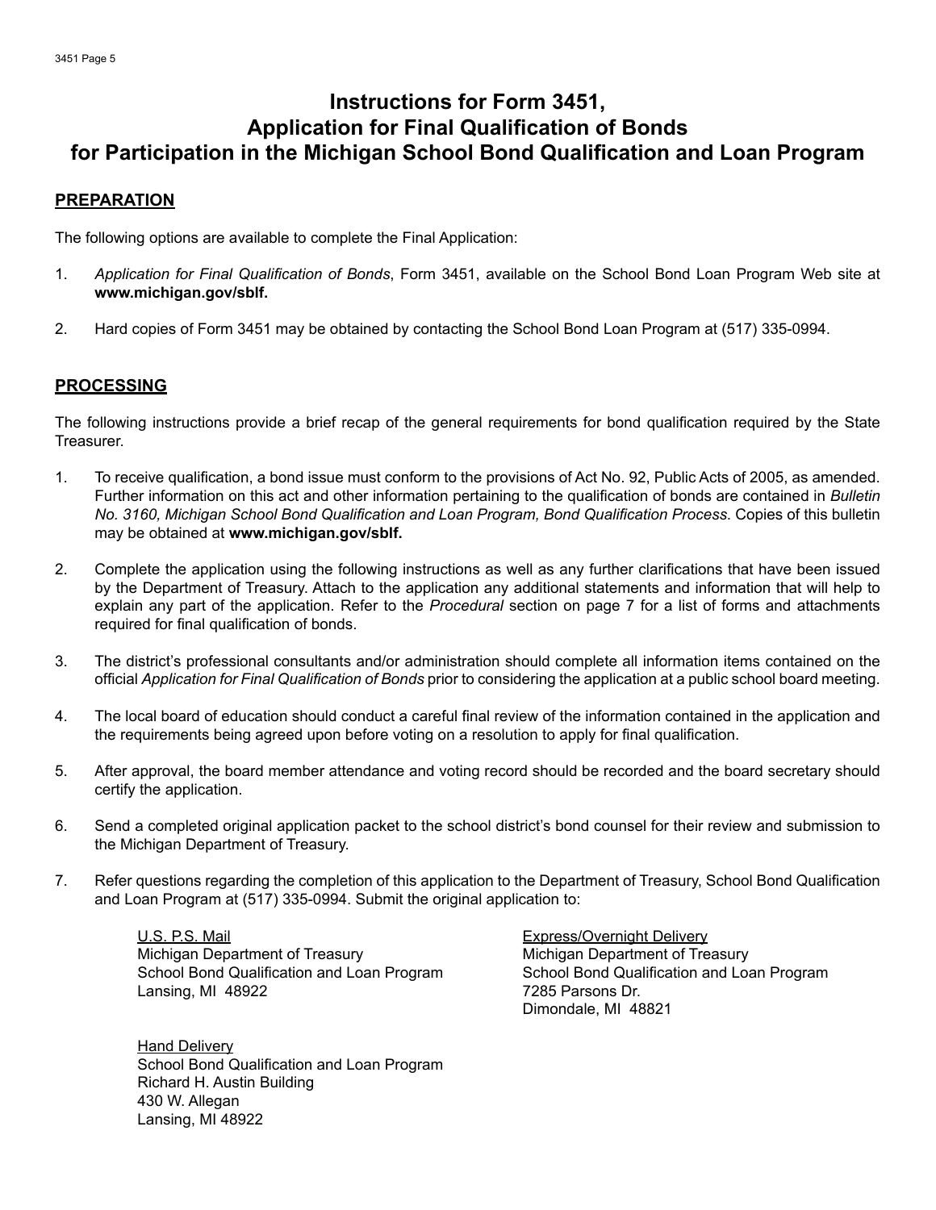# Instructions for Form 3451, Application for Final Qualification of Bonds for Participation in the Michigan School Bond Qualification and Loan Program

## PREPARATION

The following options are available to complete the Final Application:

1. *Application for Final Qualification of Bonds*, Form 3451, available on the School Bond Loan Program Web site at **www.michigan.gov/sblf.**

2. Hard copies of Form 3451 may be obtained by contacting the School Bond Loan Program at (517) 335-0994.

## PROCESSING

The following instructions provide a brief recap of the general requirements for bond qualification required by the State Treasurer.

1. To receive qualification, a bond issue must conform to the provisions of Act No. 92, Public Acts of 2005, as amended. Further information on this act and other information pertaining to the qualification of bonds are contained in *Bulletin No. 3160, Michigan School Bond Qualification and Loan Program, Bond Qualification Process*. Copies of this bulletin may be obtained at **www.michigan.gov/sblf.**

2. Complete the application using the following instructions as well as any further clarifications that have been issued by the Department of Treasury. Attach to the application any additional statements and information that will help to explain any part of the application. Refer to the *Procedural* section on page 7 for a list of forms and attachments required for final qualification of bonds.

3. The district's professional consultants and/or administration should complete all information items contained on the official *Application for Final Qualification of Bonds* prior to considering the application at a public school board meeting.

4. The local board of education should conduct a careful final review of the information contained in the application and the requirements being agreed upon before voting on a resolution to apply for final qualification.

5. After approval, the board member attendance and voting record should be recorded and the board secretary should certify the application.

6. Send a completed original application packet to the school district's bond counsel for their review and submission to the Michigan Department of Treasury.

7. Refer questions regarding the completion of this application to the Department of Treasury, School Bond Qualification and Loan Program at (517) 335-0994. Submit the original application to:

   U.S. P.S. Mail
   Michigan Department of Treasury
   School Bond Qualification and Loan Program
   Lansing, MI 48922

   Express/Overnight Delivery
   Michigan Department of Treasury
   School Bond Qualification and Loan Program
   7285 Parsons Dr.
   Dimondale, MI 48821

   Hand Delivery
   School Bond Qualification and Loan Program
   Richard H. Austin Building
   430 W. Allegan
   Lansing, MI 48922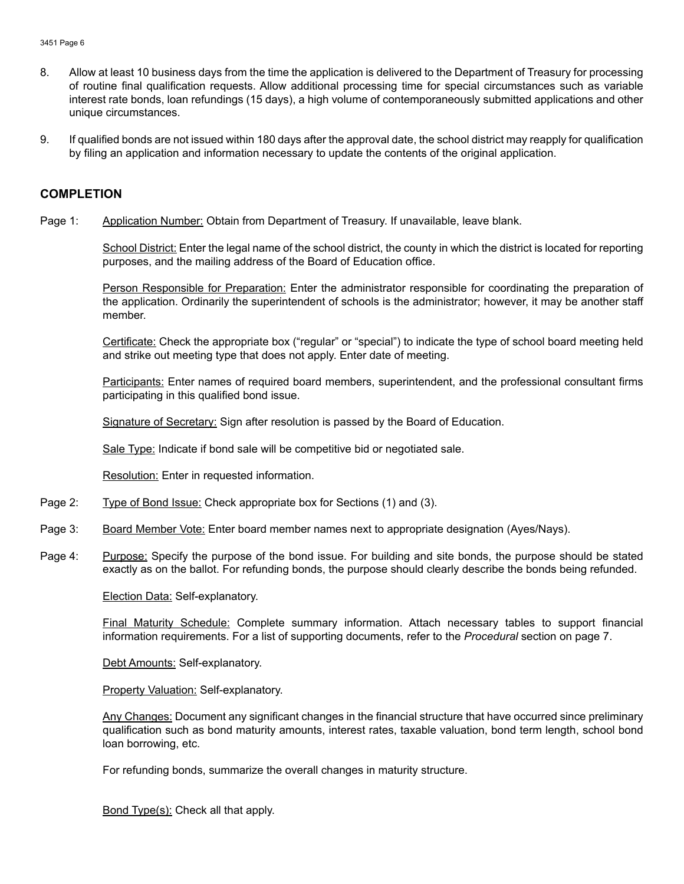8. Allow at least 10 business days from the time the application is delivered to the Department of Treasury for processing of routine final qualification requests. Allow additional processing time for special circumstances such as variable interest rate bonds, loan refundings (15 days), a high volume of contemporaneously submitted applications and other unique circumstances.

9. If qualified bonds are not issued within 180 days after the approval date, the school district may reapply for qualification by filing an application and information necessary to update the contents of the original application.

## COMPLETION

Page 1: Application Number: Obtain from Department of Treasury. If unavailable, leave blank.

School District: Enter the legal name of the school district, the county in which the district is located for reporting purposes, and the mailing address of the Board of Education office.

Person Responsible for Preparation: Enter the administrator responsible for coordinating the preparation of the application. Ordinarily the superintendent of schools is the administrator; however, it may be another staff member.

Certificate: Check the appropriate box ("regular" or "special") to indicate the type of school board meeting held and strike out meeting type that does not apply. Enter date of meeting.

Participants: Enter names of required board members, superintendent, and the professional consultant firms participating in this qualified bond issue.

Signature of Secretary: Sign after resolution is passed by the Board of Education.

Sale Type: Indicate if bond sale will be competitive bid or negotiated sale.

Resolution: Enter in requested information.

Page 2: Type of Bond Issue: Check appropriate box for Sections (1) and (3).

Page 3: Board Member Vote: Enter board member names next to appropriate designation (Ayes/Nays).

Page 4: Purpose: Specify the purpose of the bond issue. For building and site bonds, the purpose should be stated exactly as on the ballot. For refunding bonds, the purpose should clearly describe the bonds being refunded.

Election Data: Self-explanatory.

Final Maturity Schedule: Complete summary information. Attach necessary tables to support financial information requirements. For a list of supporting documents, refer to the *Procedural* section on page 7.

Debt Amounts: Self-explanatory.

Property Valuation: Self-explanatory.

Any Changes: Document any significant changes in the financial structure that have occurred since preliminary qualification such as bond maturity amounts, interest rates, taxable valuation, bond term length, school bond loan borrowing, etc.

For refunding bonds, summarize the overall changes in maturity structure.

Bond Type(s): Check all that apply.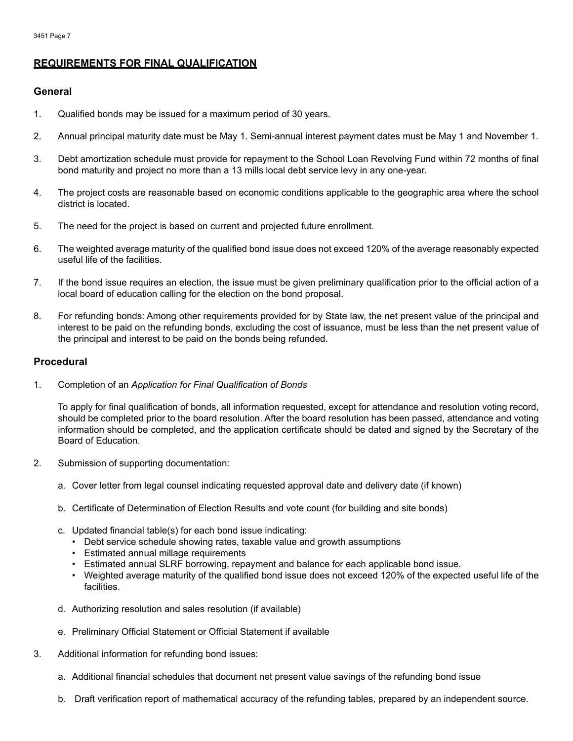## REQUIREMENTS FOR FINAL QUALIFICATION

### General

1. Qualified bonds may be issued for a maximum period of 30 years.

2. Annual principal maturity date must be May 1. Semi-annual interest payment dates must be May 1 and November 1.

3. Debt amortization schedule must provide for repayment to the School Loan Revolving Fund within 72 months of final bond maturity and project no more than a 13 mills local debt service levy in any one-year.

4. The project costs are reasonable based on economic conditions applicable to the geographic area where the school district is located.

5. The need for the project is based on current and projected future enrollment.

6. The weighted average maturity of the qualified bond issue does not exceed 120% of the average reasonably expected useful life of the facilities.

7. If the bond issue requires an election, the issue must be given preliminary qualification prior to the official action of a local board of education calling for the election on the bond proposal.

8. For refunding bonds: Among other requirements provided for by State law, the net present value of the principal and interest to be paid on the refunding bonds, excluding the cost of issuance, must be less than the net present value of the principal and interest to be paid on the bonds being refunded.

### Procedural

1. Completion of an *Application for Final Qualification of Bonds*

   To apply for final qualification of bonds, all information requested, except for attendance and resolution voting record, should be completed prior to the board resolution. After the board resolution has been passed, attendance and voting information should be completed, and the application certificate should be dated and signed by the Secretary of the Board of Education.

2. Submission of supporting documentation:

   a. Cover letter from legal counsel indicating requested approval date and delivery date (if known)

   b. Certificate of Determination of Election Results and vote count (for building and site bonds)

   c. Updated financial table(s) for each bond issue indicating:
      - Debt service schedule showing rates, taxable value and growth assumptions
      - Estimated annual millage requirements
      - Estimated annual SLRF borrowing, repayment and balance for each applicable bond issue.
      - Weighted average maturity of the qualified bond issue does not exceed 120% of the expected useful life of the facilities.

   d. Authorizing resolution and sales resolution (if available)

   e. Preliminary Official Statement or Official Statement if available

3. Additional information for refunding bond issues:

   a. Additional financial schedules that document net present value savings of the refunding bond issue

   b. Draft verification report of mathematical accuracy of the refunding tables, prepared by an independent source.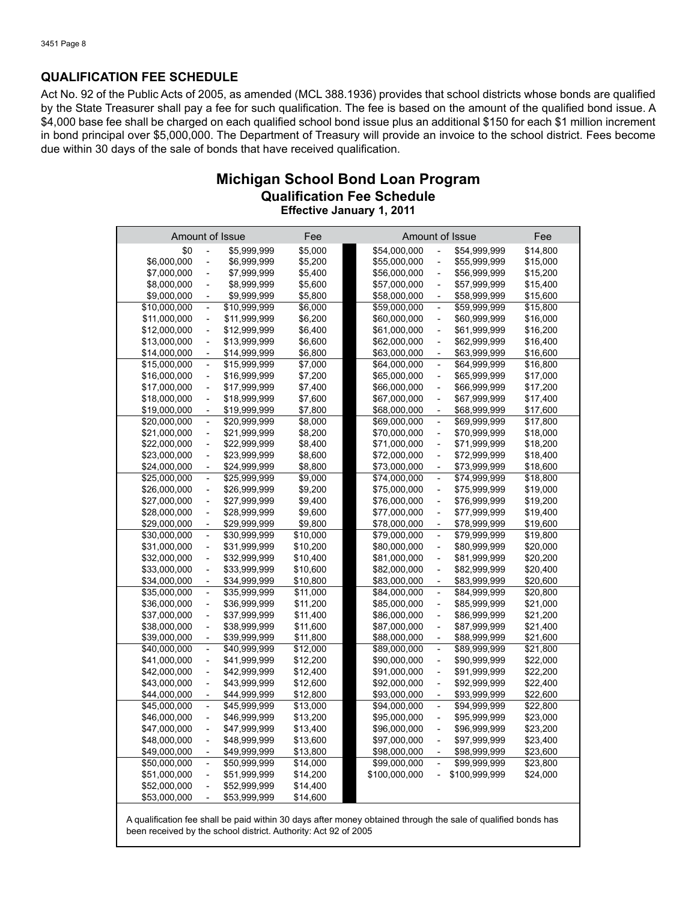## QUALIFICATION FEE SCHEDULE

Act No. 92 of the Public Acts of 2005, as amended (MCL 388.1936) provides that school districts whose bonds are qualified by the State Treasurer shall pay a fee for such qualification. The fee is based on the amount of the qualified bond issue. A $4,000 base fee shall be charged on each qualified school bond issue plus an additional $150 for each $1 million increment in bond principal over $5,000,000. The Department of Treasury will provide an invoice to the school district. Fees become due within 30 days of the sale of bonds that have received qualification.

# Michigan School Bond Loan Program

## Qualification Fee Schedule

### Effective January 1, 2011

| Amount of Issue | | | Fee | Amount of Issue | | | Fee |
|---|---|---|---|---|---|---|---|
| $0 | - | $5,999,999 | $5,000 | $54,000,000 | - | $54,999,999 | $14,800 |
| $6,000,000 | - | $6,999,999 | $5,200 | $55,000,000 | - | $55,999,999 | $15,000 |
| $7,000,000 | - | $7,999,999 | $5,400 | $56,000,000 | - | $56,999,999 | $15,200 |
| $8,000,000 | - | $8,999,999 | $5,600 | $57,000,000 | - | $57,999,999 | $15,400 |
| $9,000,000 | - | $9,999,999 | $5,800 | $58,000,000 | - | $58,999,999 | $15,600 |
| $10,000,000 | - | $10,999,999 | $6,000 | $59,000,000 | - | $59,999,999 | $15,800 |
| $11,000,000 | - | $11,999,999 | $6,200 | $60,000,000 | - | $60,999,999 | $16,000 |
| $12,000,000 | - | $12,999,999 | $6,400 | $61,000,000 | - | $61,999,999 | $16,200 |
| $13,000,000 | - | $13,999,999 | $6,600 | $62,000,000 | - | $62,999,999 | $16,400 |
| $14,000,000 | - | $14,999,999 | $6,800 | $63,000,000 | - | $63,999,999 | $16,600 |
| $15,000,000 | - | $15,999,999 | $7,000 | $64,000,000 | - | $64,999,999 | $16,800 |
| $16,000,000 | - | $16,999,999 | $7,200 | $65,000,000 | - | $65,999,999 | $17,000 |
| $17,000,000 | - | $17,999,999 | $7,400 | $66,000,000 | - | $66,999,999 | $17,200 |
| $18,000,000 | - | $18,999,999 | $7,600 | $67,000,000 | - | $67,999,999 | $17,400 |
| $19,000,000 | - | $19,999,999 | $7,800 | $68,000,000 | - | $68,999,999 | $17,600 |
| $20,000,000 | - | $20,999,999 | $8,000 | $69,000,000 | - | $69,999,999 | $17,800 |
| $21,000,000 | - | $21,999,999 | $8,200 | $70,000,000 | - | $70,999,999 | $18,000 |
| $22,000,000 | - | $22,999,999 | $8,400 | $71,000,000 | - | $71,999,999 | $18,200 |
| $23,000,000 | - | $23,999,999 | $8,600 | $72,000,000 | - | $72,999,999 | $18,400 |
| $24,000,000 | - | $24,999,999 | $8,800 | $73,000,000 | - | $73,999,999 | $18,600 |
| $25,000,000 | - | $25,999,999 | $9,000 | $74,000,000 | - | $74,999,999 | $18,800 |
| $26,000,000 | - | $26,999,999 | $9,200 | $75,000,000 | - | $75,999,999 | $19,000 |
| $27,000,000 | - | $27,999,999 | $9,400 | $76,000,000 | - | $76,999,999 | $19,200 |
| $28,000,000 | - | $28,999,999 | $9,600 | $77,000,000 | - | $77,999,999 | $19,400 |
| $29,000,000 | - | $29,999,999 | $9,800 | $78,000,000 | - | $78,999,999 | $19,600 |
| $30,000,000 | - | $30,999,999 | $10,000 | $79,000,000 | - | $79,999,999 | $19,800 |
| $31,000,000 | - | $31,999,999 | $10,200 | $80,000,000 | - | $80,999,999 | $20,000 |
| $32,000,000 | - | $32,999,999 | $10,400 | $81,000,000 | - | $81,999,999 | $20,200 |
| $33,000,000 | - | $33,999,999 | $10,600 | $82,000,000 | - | $82,999,999 | $20,400 |
| $34,000,000 | - | $34,999,999 | $10,800 | $83,000,000 | - | $83,999,999 | $20,600 |
| $35,000,000 | - | $35,999,999 | $11,000 | $84,000,000 | - | $84,999,999 | $20,800 |
| $36,000,000 | - | $36,999,999 | $11,200 | $85,000,000 | - | $85,999,999 | $21,000 |
| $37,000,000 | - | $37,999,999 | $11,400 | $86,000,000 | - | $86,999,999 | $21,200 |
| $38,000,000 | - | $38,999,999 | $11,600 | $87,000,000 | - | $87,999,999 | $21,400 |
| $39,000,000 | - | $39,999,999 | $11,800 | $88,000,000 | - | $88,999,999 | $21,600 |
| $40,000,000 | - | $40,999,999 | $12,000 | $89,000,000 | - | $89,999,999 | $21,800 |
| $41,000,000 | - | $41,999,999 | $12,200 | $90,000,000 | - | $90,999,999 | $22,000 |
| $42,000,000 | - | $42,999,999 | $12,400 | $91,000,000 | - | $91,999,999 | $22,200 |
| $43,000,000 | - | $43,999,999 | $12,600 | $92,000,000 | - | $92,999,999 | $22,400 |
| $44,000,000 | - | $44,999,999 | $12,800 | $93,000,000 | - | $93,999,999 | $22,600 |
| $45,000,000 | - | $45,999,999 | $13,000 | $94,000,000 | - | $94,999,999 | $22,800 |
| $46,000,000 | - | $46,999,999 | $13,200 | $95,000,000 | - | $95,999,999 | $23,000 |
| $47,000,000 | - | $47,999,999 | $13,400 | $96,000,000 | - | $96,999,999 | $23,200 |
| $48,000,000 | - | $48,999,999 | $13,600 | $97,000,000 | - | $97,999,999 | $23,400 |
| $49,000,000 | - | $49,999,999 | $13,800 | $98,000,000 | - | $98,999,999 | $23,600 |
| $50,000,000 | - | $50,999,999 | $14,000 | $99,000,000 | - | $99,999,999 | $23,800 |
| $51,000,000 | - | $51,999,999 | $14,200 | $100,000,000 | - | $100,999,999 | $24,000 |
| $52,000,000 | - | $52,999,999 | $14,400 | | | | |
| $53,000,000 | - | $53,999,999 | $14,600 | | | | |

A qualification fee shall be paid within 30 days after money obtained through the sale of qualified bonds has been received by the school district. Authority: Act 92 of 2005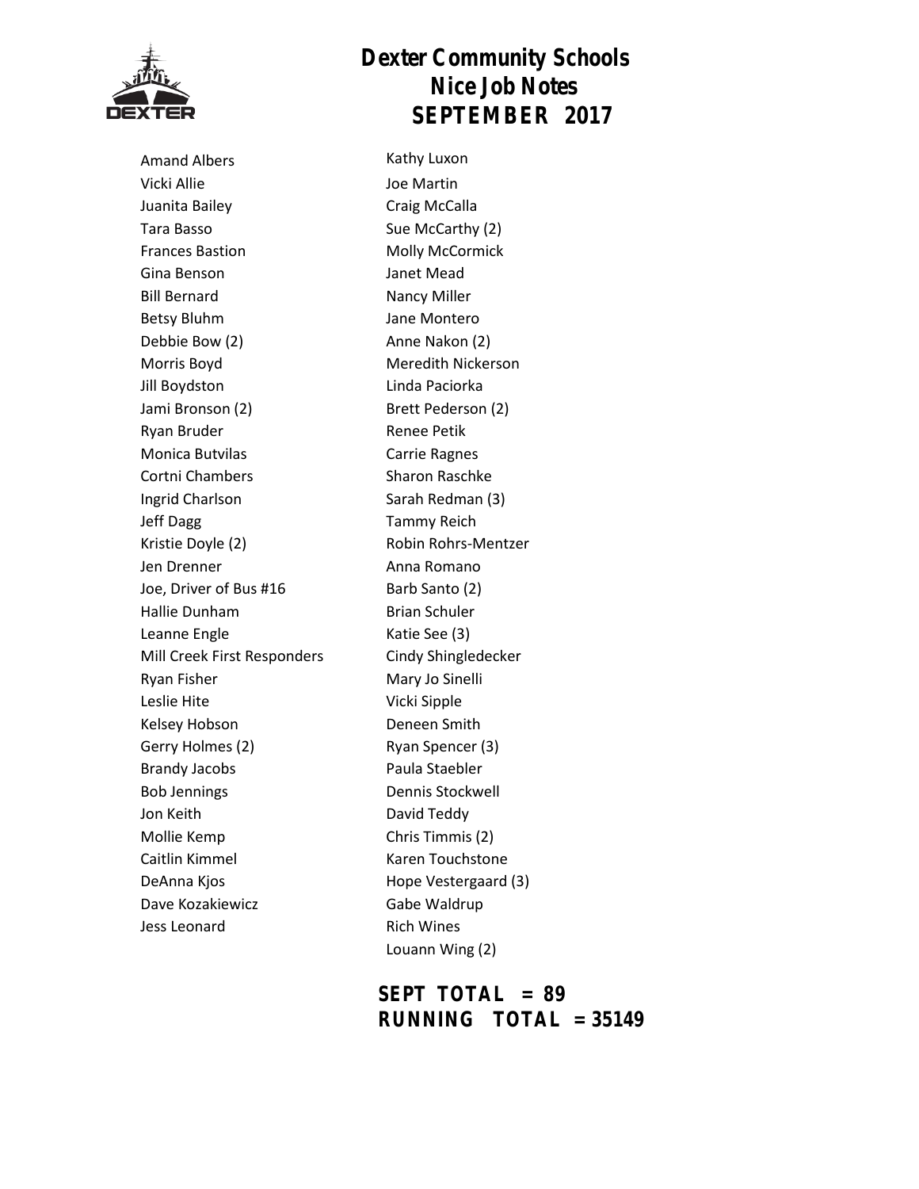# Dexter Community Schools
## Nice Job Notes
## SEPTEMBER 2017

Amand Albers
Vicki Allie
Juanita Bailey
Tara Basso
Frances Bastion
Gina Benson
Bill Bernard
Betsy Bluhm
Debbie Bow (2)
Morris Boyd
Jill Boydston
Jami Bronson (2)
Ryan Bruder
Monica Butvilas
Cortni Chambers
Ingrid Charlson
Jeff Dagg
Kristie Doyle (2)
Jen Drenner
Joe, Driver of Bus #16
Hallie Dunham
Leanne Engle
Mill Creek First Responders
Ryan Fisher
Leslie Hite
Kelsey Hobson
Gerry Holmes (2)
Brandy Jacobs
Bob Jennings
Jon Keith
Mollie Kemp
Caitlin Kimmel
DeAnna Kjos
Dave Kozakiewicz
Jess Leonard
Kathy Luxon
Joe Martin
Craig McCalla
Sue McCarthy (2)
Molly McCormick
Janet Mead
Nancy Miller
Jane Montero
Anne Nakon (2)
Meredith Nickerson
Linda Paciorka
Brett Pederson (2)
Renee Petik
Carrie Ragnes
Sharon Raschke
Sarah Redman (3)
Tammy Reich
Robin Rohrs-Mentzer
Anna Romano
Barb Santo (2)
Brian Schuler
Katie See (3)
Cindy Shingledecker
Mary Jo Sinelli
Vicki Sipple
Deneen Smith
Ryan Spencer (3)
Paula Staebler
Dennis Stockwell
David Teddy
Chris Timmis (2)
Karen Touchstone
Hope Vestergaard (3)
Gabe Waldrup
Rich Wines
Louann Wing (2)

**SEPT TOTAL = 89**
**RUNNING TOTAL = 35149**